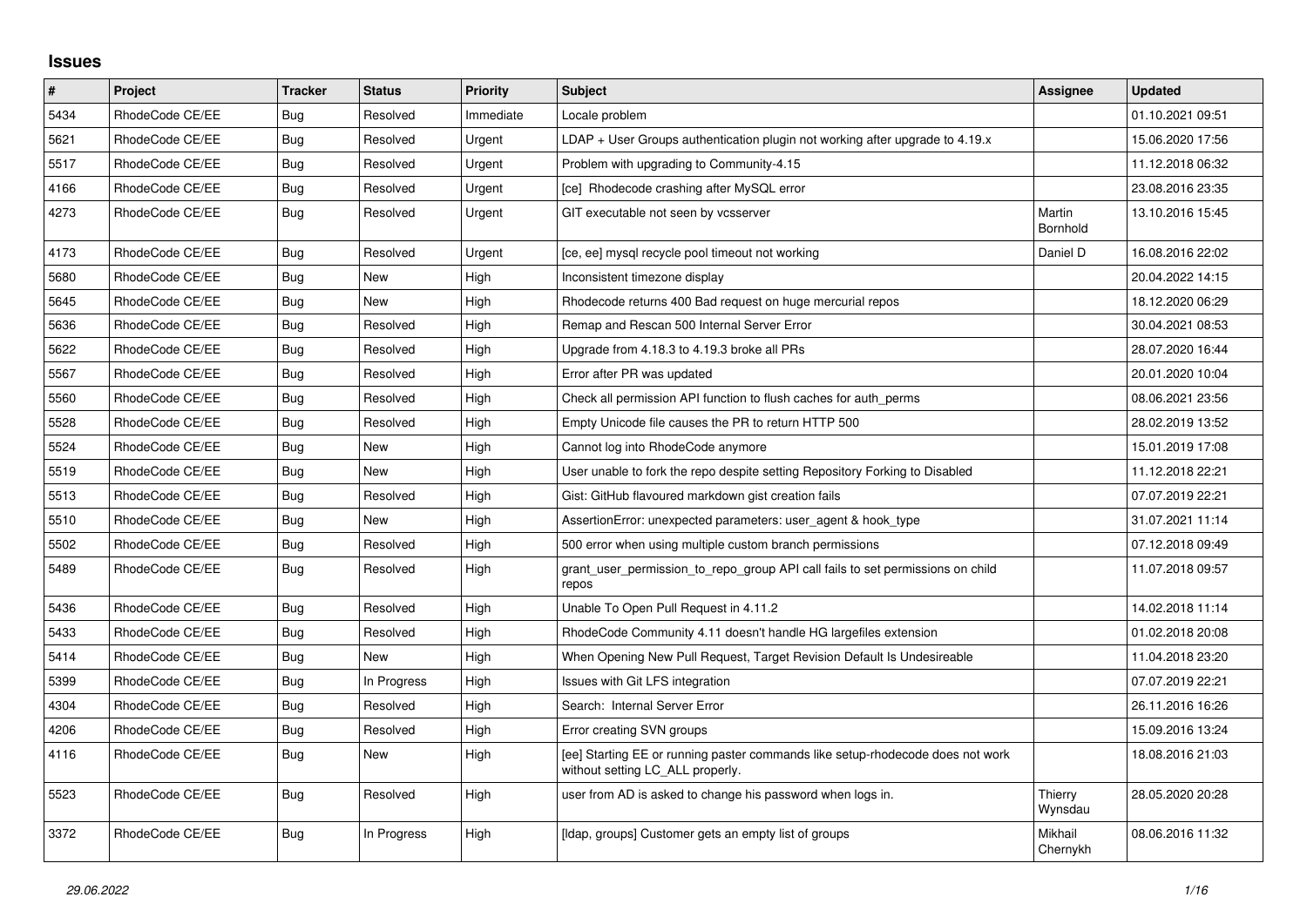# Issues

| # | Project | Tracker | Status | Priority | Subject | Assignee | Updated |
|---|---|---|---|---|---|---|---|
| 5434 | RhodeCode CE/EE | Bug | Resolved | Immediate | Locale problem | | 01.10.2021 09:51 |
| 5621 | RhodeCode CE/EE | Bug | Resolved | Urgent | LDAP + User Groups authentication plugin not working after upgrade to 4.19.x | | 15.06.2020 17:56 |
| 5517 | RhodeCode CE/EE | Bug | Resolved | Urgent | Problem with upgrading to Community-4.15 | | 11.12.2018 06:32 |
| 4166 | RhodeCode CE/EE | Bug | Resolved | Urgent | [ce] Rhodecode crashing after MySQL error | | 23.08.2016 23:35 |
| 4273 | RhodeCode CE/EE | Bug | Resolved | Urgent | GIT executable not seen by vcsserver | Martin Bornhold | 13.10.2016 15:45 |
| 4173 | RhodeCode CE/EE | Bug | Resolved | Urgent | [ce, ee] mysql recycle pool timeout not working | Daniel D | 16.08.2016 22:02 |
| 5680 | RhodeCode CE/EE | Bug | New | High | Inconsistent timezone display | | 20.04.2022 14:15 |
| 5645 | RhodeCode CE/EE | Bug | New | High | Rhodecode returns 400 Bad request on huge mercurial repos | | 18.12.2020 06:29 |
| 5636 | RhodeCode CE/EE | Bug | Resolved | High | Remap and Rescan 500 Internal Server Error | | 30.04.2021 08:53 |
| 5622 | RhodeCode CE/EE | Bug | Resolved | High | Upgrade from 4.18.3 to 4.19.3 broke all PRs | | 28.07.2020 16:44 |
| 5567 | RhodeCode CE/EE | Bug | Resolved | High | Error after PR was updated | | 20.01.2020 10:04 |
| 5560 | RhodeCode CE/EE | Bug | Resolved | High | Check all permission API function to flush caches for auth_perms | | 08.06.2021 23:56 |
| 5528 | RhodeCode CE/EE | Bug | Resolved | High | Empty Unicode file causes the PR to return HTTP 500 | | 28.02.2019 13:52 |
| 5524 | RhodeCode CE/EE | Bug | New | High | Cannot log into RhodeCode anymore | | 15.01.2019 17:08 |
| 5519 | RhodeCode CE/EE | Bug | New | High | User unable to fork the repo despite setting Repository Forking to Disabled | | 11.12.2018 22:21 |
| 5513 | RhodeCode CE/EE | Bug | Resolved | High | Gist: GitHub flavoured markdown gist creation fails | | 07.07.2019 22:21 |
| 5510 | RhodeCode CE/EE | Bug | New | High | AssertionError: unexpected parameters: user_agent & hook_type | | 31.07.2021 11:14 |
| 5502 | RhodeCode CE/EE | Bug | Resolved | High | 500 error when using multiple custom branch permissions | | 07.12.2018 09:49 |
| 5489 | RhodeCode CE/EE | Bug | Resolved | High | grant_user_permission_to_repo_group API call fails to set permissions on child repos | | 11.07.2018 09:57 |
| 5436 | RhodeCode CE/EE | Bug | Resolved | High | Unable To Open Pull Request in 4.11.2 | | 14.02.2018 11:14 |
| 5433 | RhodeCode CE/EE | Bug | Resolved | High | RhodeCode Community 4.11 doesn't handle HG largefiles extension | | 01.02.2018 20:08 |
| 5414 | RhodeCode CE/EE | Bug | New | High | When Opening New Pull Request, Target Revision Default Is Undesireable | | 11.04.2018 23:20 |
| 5399 | RhodeCode CE/EE | Bug | In Progress | High | Issues with Git LFS integration | | 07.07.2019 22:21 |
| 4304 | RhodeCode CE/EE | Bug | Resolved | High | Search: Internal Server Error | | 26.11.2016 16:26 |
| 4206 | RhodeCode CE/EE | Bug | Resolved | High | Error creating SVN groups | | 15.09.2016 13:24 |
| 4116 | RhodeCode CE/EE | Bug | New | High | [ee] Starting EE or running paster commands like setup-rhodecode does not work without setting LC_ALL properly. | | 18.08.2016 21:03 |
| 5523 | RhodeCode CE/EE | Bug | Resolved | High | user from AD is asked to change his password when logs in. | Thierry Wynsdau | 28.05.2020 20:28 |
| 3372 | RhodeCode CE/EE | Bug | In Progress | High | [ldap, groups] Customer gets an empty list of groups | Mikhail Chernykh | 08.06.2016 11:32 |

*29.06.2022*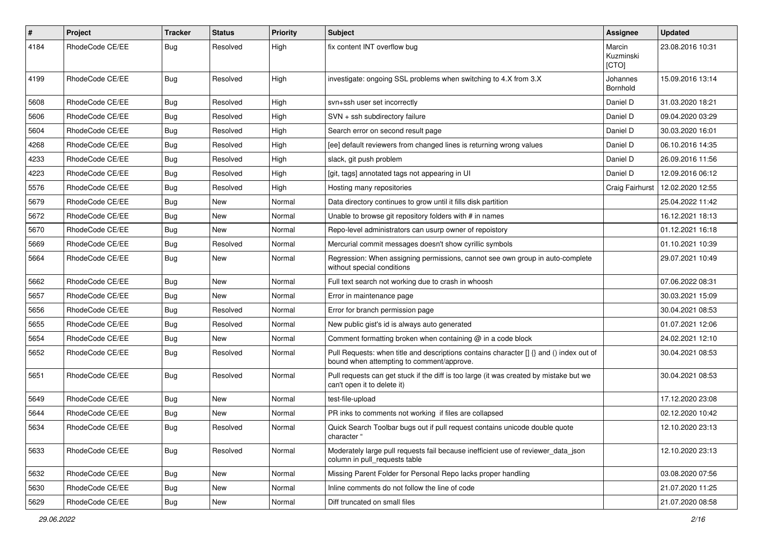| # | Project | Tracker | Status | Priority | Subject | Assignee | Updated |
|---|---|---|---|---|---|---|---|
| 4184 | RhodeCode CE/EE | Bug | Resolved | High | fix content INT overflow bug | Marcin Kuzminski [CTO] | 23.08.2016 10:31 |
| 4199 | RhodeCode CE/EE | Bug | Resolved | High | investigate: ongoing SSL problems when switching to 4.X from 3.X | Johannes Bornhold | 15.09.2016 13:14 |
| 5608 | RhodeCode CE/EE | Bug | Resolved | High | svn+ssh user set incorrectly | Daniel D | 31.03.2020 18:21 |
| 5606 | RhodeCode CE/EE | Bug | Resolved | High | SVN + ssh subdirectory failure | Daniel D | 09.04.2020 03:29 |
| 5604 | RhodeCode CE/EE | Bug | Resolved | High | Search error on second result page | Daniel D | 30.03.2020 16:01 |
| 4268 | RhodeCode CE/EE | Bug | Resolved | High | [ee] default reviewers from changed lines is returning wrong values | Daniel D | 06.10.2016 14:35 |
| 4233 | RhodeCode CE/EE | Bug | Resolved | High | slack, git push problem | Daniel D | 26.09.2016 11:56 |
| 4223 | RhodeCode CE/EE | Bug | Resolved | High | [git, tags] annotated tags not appearing in UI | Daniel D | 12.09.2016 06:12 |
| 5576 | RhodeCode CE/EE | Bug | Resolved | High | Hosting many repositories | Craig Fairhurst | 12.02.2020 12:55 |
| 5679 | RhodeCode CE/EE | Bug | New | Normal | Data directory continues to grow until it fills disk partition | | 25.04.2022 11:42 |
| 5672 | RhodeCode CE/EE | Bug | New | Normal | Unable to browse git repository folders with # in names | | 16.12.2021 18:13 |
| 5670 | RhodeCode CE/EE | Bug | New | Normal | Repo-level administrators can usurp owner of repoistory | | 01.12.2021 16:18 |
| 5669 | RhodeCode CE/EE | Bug | Resolved | Normal | Mercurial commit messages doesn't show cyrillic symbols | | 01.10.2021 10:39 |
| 5664 | RhodeCode CE/EE | Bug | New | Normal | Regression: When assigning permissions, cannot see own group in auto-complete without special conditions | | 29.07.2021 10:49 |
| 5662 | RhodeCode CE/EE | Bug | New | Normal | Full text search not working due to crash in whoosh | | 07.06.2022 08:31 |
| 5657 | RhodeCode CE/EE | Bug | New | Normal | Error in maintenance page | | 30.03.2021 15:09 |
| 5656 | RhodeCode CE/EE | Bug | Resolved | Normal | Error for branch permission page | | 30.04.2021 08:53 |
| 5655 | RhodeCode CE/EE | Bug | Resolved | Normal | New public gist's id is always auto generated | | 01.07.2021 12:06 |
| 5654 | RhodeCode CE/EE | Bug | New | Normal | Comment formatting broken when containing @ in a code block | | 24.02.2021 12:10 |
| 5652 | RhodeCode CE/EE | Bug | Resolved | Normal | Pull Requests: when title and descriptions contains character [] {} and () index out of bound when attempting to comment/approve. | | 30.04.2021 08:53 |
| 5651 | RhodeCode CE/EE | Bug | Resolved | Normal | Pull requests can get stuck if the diff is too large (it was created by mistake but we can't open it to delete it) | | 30.04.2021 08:53 |
| 5649 | RhodeCode CE/EE | Bug | New | Normal | test-file-upload | | 17.12.2020 23:08 |
| 5644 | RhodeCode CE/EE | Bug | New | Normal | PR inks to comments not working if files are collapsed | | 02.12.2020 10:42 |
| 5634 | RhodeCode CE/EE | Bug | Resolved | Normal | Quick Search Toolbar bugs out if pull request contains unicode double quote character " | | 12.10.2020 23:13 |
| 5633 | RhodeCode CE/EE | Bug | Resolved | Normal | Moderately large pull requests fail because inefficient use of reviewer_data_json column in pull_requests table | | 12.10.2020 23:13 |
| 5632 | RhodeCode CE/EE | Bug | New | Normal | Missing Parent Folder for Personal Repo lacks proper handling | | 03.08.2020 07:56 |
| 5630 | RhodeCode CE/EE | Bug | New | Normal | Inline comments do not follow the line of code | | 21.07.2020 11:25 |
| 5629 | RhodeCode CE/EE | Bug | New | Normal | Diff truncated on small files | | 21.07.2020 08:58 |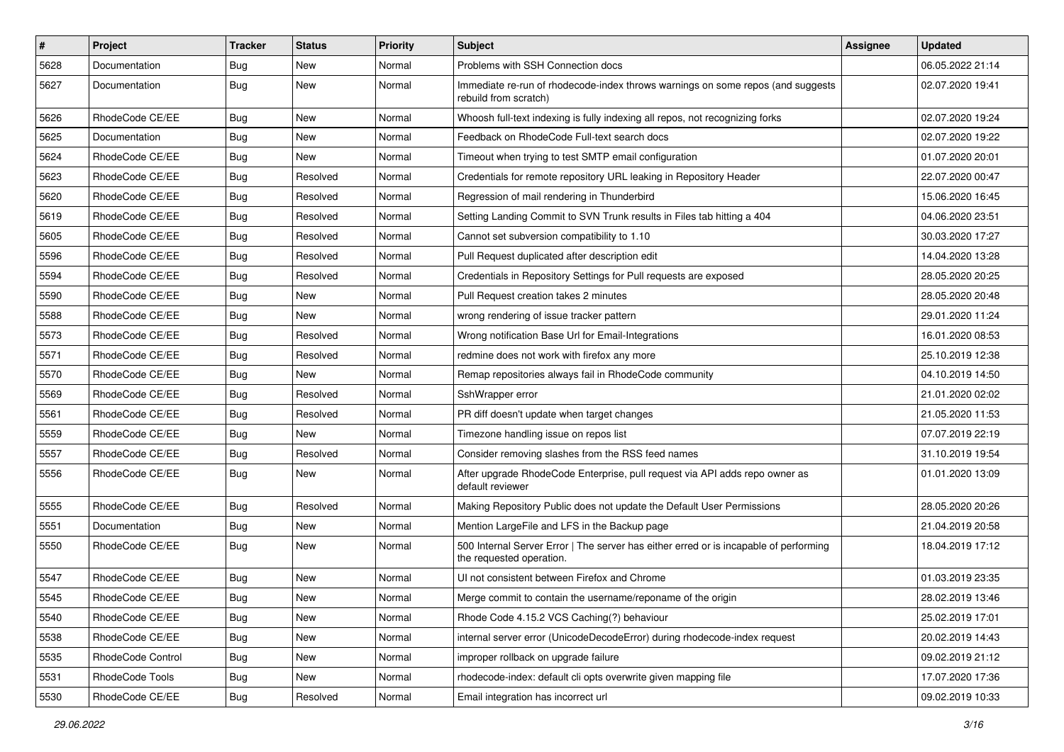| # | Project | Tracker | Status | Priority | Subject | Assignee | Updated |
|---|---|---|---|---|---|---|---|
| 5628 | Documentation | Bug | New | Normal | Problems with SSH Connection docs | | 06.05.2022 21:14 |
| 5627 | Documentation | Bug | New | Normal | Immediate re-run of rhodecode-index throws warnings on some repos (and suggests rebuild from scratch) | | 02.07.2020 19:41 |
| 5626 | RhodeCode CE/EE | Bug | New | Normal | Whoosh full-text indexing is fully indexing all repos, not recognizing forks | | 02.07.2020 19:24 |
| 5625 | Documentation | Bug | New | Normal | Feedback on RhodeCode Full-text search docs | | 02.07.2020 19:22 |
| 5624 | RhodeCode CE/EE | Bug | New | Normal | Timeout when trying to test SMTP email configuration | | 01.07.2020 20:01 |
| 5623 | RhodeCode CE/EE | Bug | Resolved | Normal | Credentials for remote repository URL leaking in Repository Header | | 22.07.2020 00:47 |
| 5620 | RhodeCode CE/EE | Bug | Resolved | Normal | Regression of mail rendering in Thunderbird | | 15.06.2020 16:45 |
| 5619 | RhodeCode CE/EE | Bug | Resolved | Normal | Setting Landing Commit to SVN Trunk results in Files tab hitting a 404 | | 04.06.2020 23:51 |
| 5605 | RhodeCode CE/EE | Bug | Resolved | Normal | Cannot set subversion compatibility to 1.10 | | 30.03.2020 17:27 |
| 5596 | RhodeCode CE/EE | Bug | Resolved | Normal | Pull Request duplicated after description edit | | 14.04.2020 13:28 |
| 5594 | RhodeCode CE/EE | Bug | Resolved | Normal | Credentials in Repository Settings for Pull requests are exposed | | 28.05.2020 20:25 |
| 5590 | RhodeCode CE/EE | Bug | New | Normal | Pull Request creation takes 2 minutes | | 28.05.2020 20:48 |
| 5588 | RhodeCode CE/EE | Bug | New | Normal | wrong rendering of issue tracker pattern | | 29.01.2020 11:24 |
| 5573 | RhodeCode CE/EE | Bug | Resolved | Normal | Wrong notification Base Url for Email-Integrations | | 16.01.2020 08:53 |
| 5571 | RhodeCode CE/EE | Bug | Resolved | Normal | redmine does not work with firefox any more | | 25.10.2019 12:38 |
| 5570 | RhodeCode CE/EE | Bug | New | Normal | Remap repositories always fail in RhodeCode community | | 04.10.2019 14:50 |
| 5569 | RhodeCode CE/EE | Bug | Resolved | Normal | SshWrapper error | | 21.01.2020 02:02 |
| 5561 | RhodeCode CE/EE | Bug | Resolved | Normal | PR diff doesn't update when target changes | | 21.05.2020 11:53 |
| 5559 | RhodeCode CE/EE | Bug | New | Normal | Timezone handling issue on repos list | | 07.07.2019 22:19 |
| 5557 | RhodeCode CE/EE | Bug | Resolved | Normal | Consider removing slashes from the RSS feed names | | 31.10.2019 19:54 |
| 5556 | RhodeCode CE/EE | Bug | New | Normal | After upgrade RhodeCode Enterprise, pull request via API adds repo owner as default reviewer | | 01.01.2020 13:09 |
| 5555 | RhodeCode CE/EE | Bug | Resolved | Normal | Making Repository Public does not update the Default User Permissions | | 28.05.2020 20:26 |
| 5551 | Documentation | Bug | New | Normal | Mention LargeFile and LFS in the Backup page | | 21.04.2019 20:58 |
| 5550 | RhodeCode CE/EE | Bug | New | Normal | 500 Internal Server Error \| The server has either erred or is incapable of performing the requested operation. | | 18.04.2019 17:12 |
| 5547 | RhodeCode CE/EE | Bug | New | Normal | UI not consistent between Firefox and Chrome | | 01.03.2019 23:35 |
| 5545 | RhodeCode CE/EE | Bug | New | Normal | Merge commit to contain the username/reponame of the origin | | 28.02.2019 13:46 |
| 5540 | RhodeCode CE/EE | Bug | New | Normal | Rhode Code 4.15.2 VCS Caching(?) behaviour | | 25.02.2019 17:01 |
| 5538 | RhodeCode CE/EE | Bug | New | Normal | internal server error (UnicodeDecodeError) during rhodecode-index request | | 20.02.2019 14:43 |
| 5535 | RhodeCode Control | Bug | New | Normal | improper rollback on upgrade failure | | 09.02.2019 21:12 |
| 5531 | RhodeCode Tools | Bug | New | Normal | rhodecode-index: default cli opts overwrite given mapping file | | 17.07.2020 17:36 |
| 5530 | RhodeCode CE/EE | Bug | Resolved | Normal | Email integration has incorrect url | | 09.02.2019 10:33 |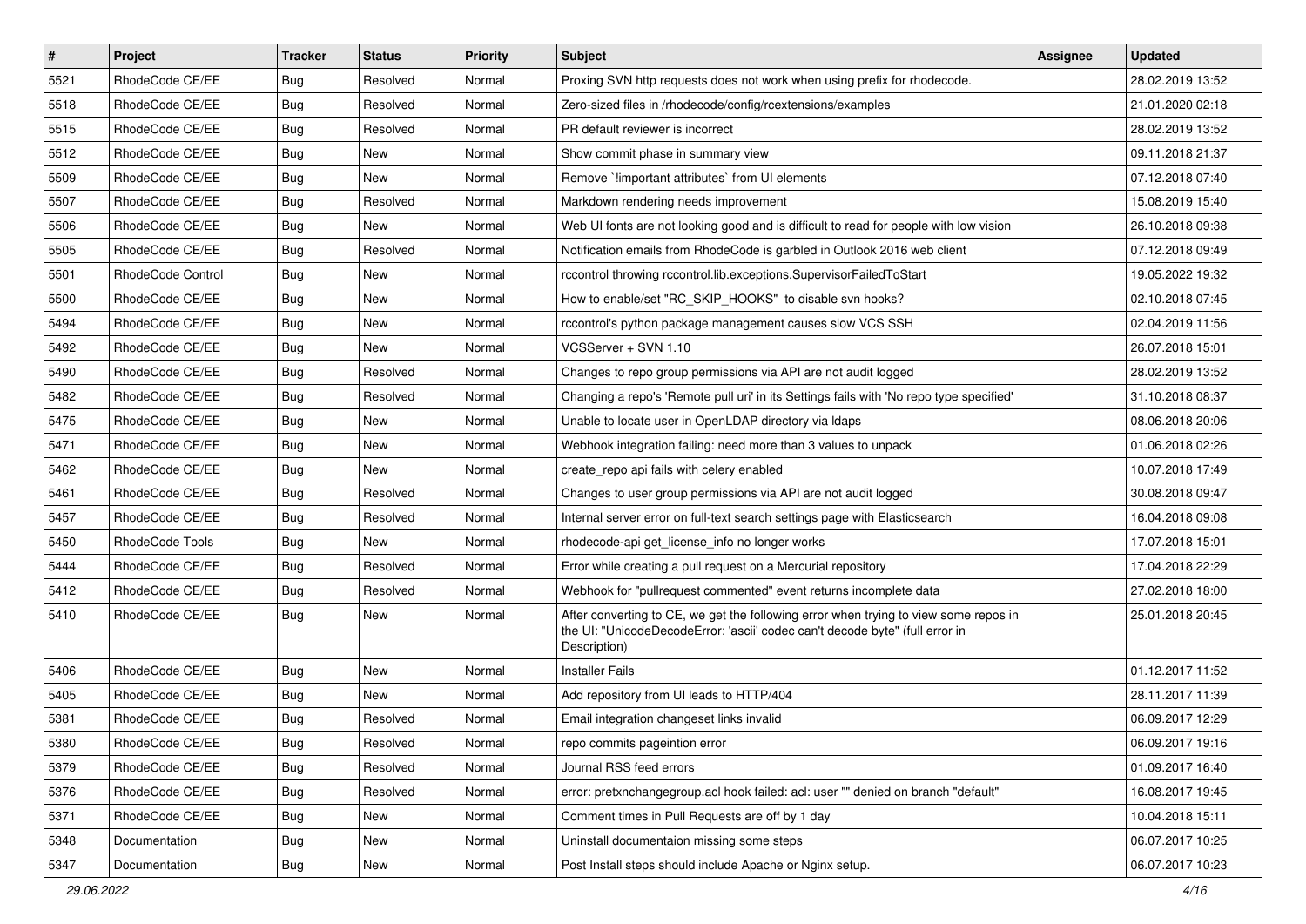| # | Project | Tracker | Status | Priority | Subject | Assignee | Updated |
|---|---|---|---|---|---|---|---|
| 5521 | RhodeCode CE/EE | Bug | Resolved | Normal | Proxing SVN http requests does not work when using prefix for rhodecode. | | 28.02.2019 13:52 |
| 5518 | RhodeCode CE/EE | Bug | Resolved | Normal | Zero-sized files in /rhodecode/config/rcextensions/examples | | 21.01.2020 02:18 |
| 5515 | RhodeCode CE/EE | Bug | Resolved | Normal | PR default reviewer is incorrect | | 28.02.2019 13:52 |
| 5512 | RhodeCode CE/EE | Bug | New | Normal | Show commit phase in summary view | | 09.11.2018 21:37 |
| 5509 | RhodeCode CE/EE | Bug | New | Normal | Remove `!important attributes` from UI elements | | 07.12.2018 07:40 |
| 5507 | RhodeCode CE/EE | Bug | Resolved | Normal | Markdown rendering needs improvement | | 15.08.2019 15:40 |
| 5506 | RhodeCode CE/EE | Bug | New | Normal | Web UI fonts are not looking good and is difficult to read for people with low vision | | 26.10.2018 09:38 |
| 5505 | RhodeCode CE/EE | Bug | Resolved | Normal | Notification emails from RhodeCode is garbled in Outlook 2016 web client | | 07.12.2018 09:49 |
| 5501 | RhodeCode Control | Bug | New | Normal | rccontrol throwing rccontrol.lib.exceptions.SupervisorFailedToStart | | 19.05.2022 19:32 |
| 5500 | RhodeCode CE/EE | Bug | New | Normal | How to enable/set "RC_SKIP_HOOKS" to disable svn hooks? | | 02.10.2018 07:45 |
| 5494 | RhodeCode CE/EE | Bug | New | Normal | rccontrol's python package management causes slow VCS SSH | | 02.04.2019 11:56 |
| 5492 | RhodeCode CE/EE | Bug | New | Normal | VCSServer + SVN 1.10 | | 26.07.2018 15:01 |
| 5490 | RhodeCode CE/EE | Bug | Resolved | Normal | Changes to repo group permissions via API are not audit logged | | 28.02.2019 13:52 |
| 5482 | RhodeCode CE/EE | Bug | Resolved | Normal | Changing a repo's 'Remote pull uri' in its Settings fails with 'No repo type specified' | | 31.10.2018 08:37 |
| 5475 | RhodeCode CE/EE | Bug | New | Normal | Unable to locate user in OpenLDAP directory via ldaps | | 08.06.2018 20:06 |
| 5471 | RhodeCode CE/EE | Bug | New | Normal | Webhook integration failing: need more than 3 values to unpack | | 01.06.2018 02:26 |
| 5462 | RhodeCode CE/EE | Bug | New | Normal | create_repo api fails with celery enabled | | 10.07.2018 17:49 |
| 5461 | RhodeCode CE/EE | Bug | Resolved | Normal | Changes to user group permissions via API are not audit logged | | 30.08.2018 09:47 |
| 5457 | RhodeCode CE/EE | Bug | Resolved | Normal | Internal server error on full-text search settings page with Elasticsearch | | 16.04.2018 09:08 |
| 5450 | RhodeCode Tools | Bug | New | Normal | rhodecode-api get_license_info no longer works | | 17.07.2018 15:01 |
| 5444 | RhodeCode CE/EE | Bug | Resolved | Normal | Error while creating a pull request on a Mercurial repository | | 17.04.2018 22:29 |
| 5412 | RhodeCode CE/EE | Bug | Resolved | Normal | Webhook for "pullrequest commented" event returns incomplete data | | 27.02.2018 18:00 |
| 5410 | RhodeCode CE/EE | Bug | New | Normal | After converting to CE, we get the following error when trying to view some repos in the UI: "UnicodeDecodeError: 'ascii' codec can't decode byte" (full error in Description) | | 25.01.2018 20:45 |
| 5406 | RhodeCode CE/EE | Bug | New | Normal | Installer Fails | | 01.12.2017 11:52 |
| 5405 | RhodeCode CE/EE | Bug | New | Normal | Add repository from UI leads to HTTP/404 | | 28.11.2017 11:39 |
| 5381 | RhodeCode CE/EE | Bug | Resolved | Normal | Email integration changeset links invalid | | 06.09.2017 12:29 |
| 5380 | RhodeCode CE/EE | Bug | Resolved | Normal | repo commits pageintion error | | 06.09.2017 19:16 |
| 5379 | RhodeCode CE/EE | Bug | Resolved | Normal | Journal RSS feed errors | | 01.09.2017 16:40 |
| 5376 | RhodeCode CE/EE | Bug | Resolved | Normal | error: pretxnchangegroup.acl hook failed: acl: user "" denied on branch "default" | | 16.08.2017 19:45 |
| 5371 | RhodeCode CE/EE | Bug | New | Normal | Comment times in Pull Requests are off by 1 day | | 10.04.2018 15:11 |
| 5348 | Documentation | Bug | New | Normal | Uninstall documentaion missing some steps | | 06.07.2017 10:25 |
| 5347 | Documentation | Bug | New | Normal | Post Install steps should include Apache or Nginx setup. | | 06.07.2017 10:23 |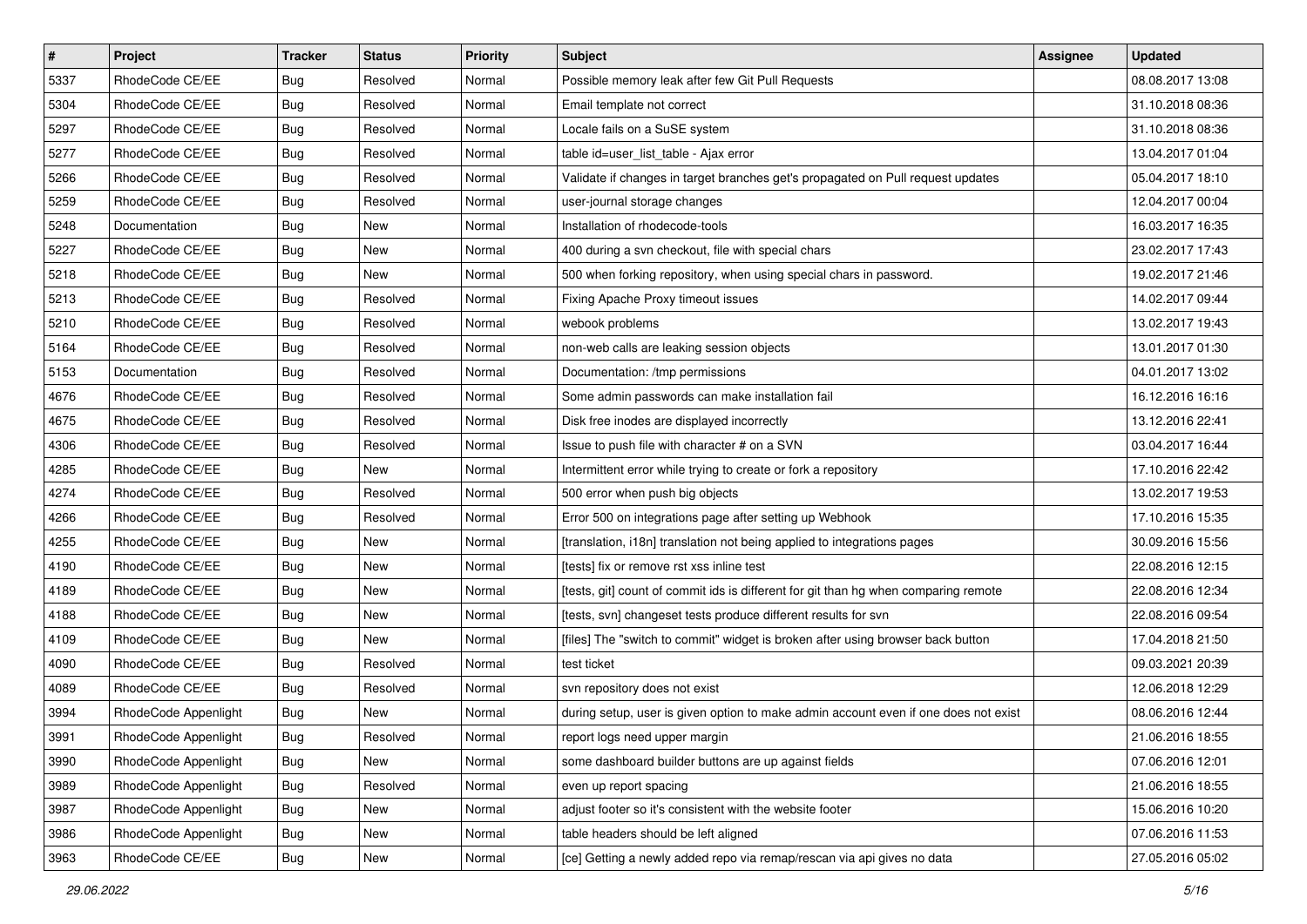| # | Project | Tracker | Status | Priority | Subject | Assignee | Updated |
|---|---|---|---|---|---|---|---|
| 5337 | RhodeCode CE/EE | Bug | Resolved | Normal | Possible memory leak after few Git Pull Requests | | 08.08.2017 13:08 |
| 5304 | RhodeCode CE/EE | Bug | Resolved | Normal | Email template not correct | | 31.10.2018 08:36 |
| 5297 | RhodeCode CE/EE | Bug | Resolved | Normal | Locale fails on a SuSE system | | 31.10.2018 08:36 |
| 5277 | RhodeCode CE/EE | Bug | Resolved | Normal | table id=user_list_table - Ajax error | | 13.04.2017 01:04 |
| 5266 | RhodeCode CE/EE | Bug | Resolved | Normal | Validate if changes in target branches get's propagated on Pull request updates | | 05.04.2017 18:10 |
| 5259 | RhodeCode CE/EE | Bug | Resolved | Normal | user-journal storage changes | | 12.04.2017 00:04 |
| 5248 | Documentation | Bug | New | Normal | Installation of rhodecode-tools | | 16.03.2017 16:35 |
| 5227 | RhodeCode CE/EE | Bug | New | Normal | 400 during a svn checkout, file with special chars | | 23.02.2017 17:43 |
| 5218 | RhodeCode CE/EE | Bug | New | Normal | 500 when forking repository, when using special chars in password. | | 19.02.2017 21:46 |
| 5213 | RhodeCode CE/EE | Bug | Resolved | Normal | Fixing Apache Proxy timeout issues | | 14.02.2017 09:44 |
| 5210 | RhodeCode CE/EE | Bug | Resolved | Normal | webook problems | | 13.02.2017 19:43 |
| 5164 | RhodeCode CE/EE | Bug | Resolved | Normal | non-web calls are leaking session objects | | 13.01.2017 01:30 |
| 5153 | Documentation | Bug | Resolved | Normal | Documentation: /tmp permissions | | 04.01.2017 13:02 |
| 4676 | RhodeCode CE/EE | Bug | Resolved | Normal | Some admin passwords can make installation fail | | 16.12.2016 16:16 |
| 4675 | RhodeCode CE/EE | Bug | Resolved | Normal | Disk free inodes are displayed incorrectly | | 13.12.2016 22:41 |
| 4306 | RhodeCode CE/EE | Bug | Resolved | Normal | Issue to push file with character # on a SVN | | 03.04.2017 16:44 |
| 4285 | RhodeCode CE/EE | Bug | New | Normal | Intermittent error while trying to create or fork a repository | | 17.10.2016 22:42 |
| 4274 | RhodeCode CE/EE | Bug | Resolved | Normal | 500 error when push big objects | | 13.02.2017 19:53 |
| 4266 | RhodeCode CE/EE | Bug | Resolved | Normal | Error 500 on integrations page after setting up Webhook | | 17.10.2016 15:35 |
| 4255 | RhodeCode CE/EE | Bug | New | Normal | [translation, i18n] translation not being applied to integrations pages | | 30.09.2016 15:56 |
| 4190 | RhodeCode CE/EE | Bug | New | Normal | [tests] fix or remove rst xss inline test | | 22.08.2016 12:15 |
| 4189 | RhodeCode CE/EE | Bug | New | Normal | [tests, git] count of commit ids is different for git than hg when comparing remote | | 22.08.2016 12:34 |
| 4188 | RhodeCode CE/EE | Bug | New | Normal | [tests, svn] changeset tests produce different results for svn | | 22.08.2016 09:54 |
| 4109 | RhodeCode CE/EE | Bug | New | Normal | [files] The "switch to commit" widget is broken after using browser back button | | 17.04.2018 21:50 |
| 4090 | RhodeCode CE/EE | Bug | Resolved | Normal | test ticket | | 09.03.2021 20:39 |
| 4089 | RhodeCode CE/EE | Bug | Resolved | Normal | svn repository does not exist | | 12.06.2018 12:29 |
| 3994 | RhodeCode Appenlight | Bug | New | Normal | during setup, user is given option to make admin account even if one does not exist | | 08.06.2016 12:44 |
| 3991 | RhodeCode Appenlight | Bug | Resolved | Normal | report logs need upper margin | | 21.06.2016 18:55 |
| 3990 | RhodeCode Appenlight | Bug | New | Normal | some dashboard builder buttons are up against fields | | 07.06.2016 12:01 |
| 3989 | RhodeCode Appenlight | Bug | Resolved | Normal | even up report spacing | | 21.06.2016 18:55 |
| 3987 | RhodeCode Appenlight | Bug | New | Normal | adjust footer so it's consistent with the website footer | | 15.06.2016 10:20 |
| 3986 | RhodeCode Appenlight | Bug | New | Normal | table headers should be left aligned | | 07.06.2016 11:53 |
| 3963 | RhodeCode CE/EE | Bug | New | Normal | [ce] Getting a newly added repo via remap/rescan via api gives no data | | 27.05.2016 05:02 |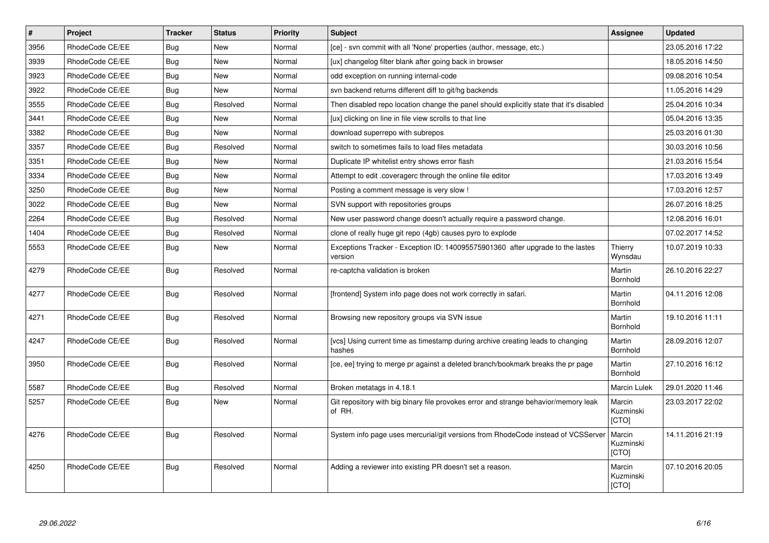| # | Project | Tracker | Status | Priority | Subject | Assignee | Updated |
|---|---|---|---|---|---|---|---|
| 3956 | RhodeCode CE/EE | Bug | New | Normal | [ce] - svn commit with all 'None' properties (author, message, etc.) | | 23.05.2016 17:22 |
| 3939 | RhodeCode CE/EE | Bug | New | Normal | [ux] changelog filter blank after going back in browser | | 18.05.2016 14:50 |
| 3923 | RhodeCode CE/EE | Bug | New | Normal | odd exception on running internal-code | | 09.08.2016 10:54 |
| 3922 | RhodeCode CE/EE | Bug | New | Normal | svn backend returns different diff to git/hg backends | | 11.05.2016 14:29 |
| 3555 | RhodeCode CE/EE | Bug | Resolved | Normal | Then disabled repo location change the panel should explicitly state that it's disabled | | 25.04.2016 10:34 |
| 3441 | RhodeCode CE/EE | Bug | New | Normal | [ux] clicking on line in file view scrolls to that line | | 05.04.2016 13:35 |
| 3382 | RhodeCode CE/EE | Bug | New | Normal | download superrepo with subrepos | | 25.03.2016 01:30 |
| 3357 | RhodeCode CE/EE | Bug | Resolved | Normal | switch to sometimes fails to load files metadata | | 30.03.2016 10:56 |
| 3351 | RhodeCode CE/EE | Bug | New | Normal | Duplicate IP whitelist entry shows error flash | | 21.03.2016 15:54 |
| 3334 | RhodeCode CE/EE | Bug | New | Normal | Attempt to edit .coveragerc through the online file editor | | 17.03.2016 13:49 |
| 3250 | RhodeCode CE/EE | Bug | New | Normal | Posting a comment message is very slow ! | | 17.03.2016 12:57 |
| 3022 | RhodeCode CE/EE | Bug | New | Normal | SVN support with repositories groups | | 26.07.2016 18:25 |
| 2264 | RhodeCode CE/EE | Bug | Resolved | Normal | New user password change doesn't actually require a password change. | | 12.08.2016 16:01 |
| 1404 | RhodeCode CE/EE | Bug | Resolved | Normal | clone of really huge git repo (4gb) causes pyro to explode | | 07.02.2017 14:52 |
| 5553 | RhodeCode CE/EE | Bug | New | Normal | Exceptions Tracker - Exception ID: 140095575901360 after upgrade to the lastes version | Thierry Wynsdau | 10.07.2019 10:33 |
| 4279 | RhodeCode CE/EE | Bug | Resolved | Normal | re-captcha validation is broken | Martin Bornhold | 26.10.2016 22:27 |
| 4277 | RhodeCode CE/EE | Bug | Resolved | Normal | [frontend] System info page does not work correctly in safari. | Martin Bornhold | 04.11.2016 12:08 |
| 4271 | RhodeCode CE/EE | Bug | Resolved | Normal | Browsing new repository groups via SVN issue | Martin Bornhold | 19.10.2016 11:11 |
| 4247 | RhodeCode CE/EE | Bug | Resolved | Normal | [vcs] Using current time as timestamp during archive creating leads to changing hashes | Martin Bornhold | 28.09.2016 12:07 |
| 3950 | RhodeCode CE/EE | Bug | Resolved | Normal | [ce, ee] trying to merge pr against a deleted branch/bookmark breaks the pr page | Martin Bornhold | 27.10.2016 16:12 |
| 5587 | RhodeCode CE/EE | Bug | Resolved | Normal | Broken metatags in 4.18.1 | Marcin Lulek | 29.01.2020 11:46 |
| 5257 | RhodeCode CE/EE | Bug | New | Normal | Git repository with big binary file provokes error and strange behavior/memory leak of RH. | Marcin Kuzminski [CTO] | 23.03.2017 22:02 |
| 4276 | RhodeCode CE/EE | Bug | Resolved | Normal | System info page uses mercurial/git versions from RhodeCode instead of VCSServer | Marcin Kuzminski [CTO] | 14.11.2016 21:19 |
| 4250 | RhodeCode CE/EE | Bug | Resolved | Normal | Adding a reviewer into existing PR doesn't set a reason. | Marcin Kuzminski [CTO] | 07.10.2016 20:05 |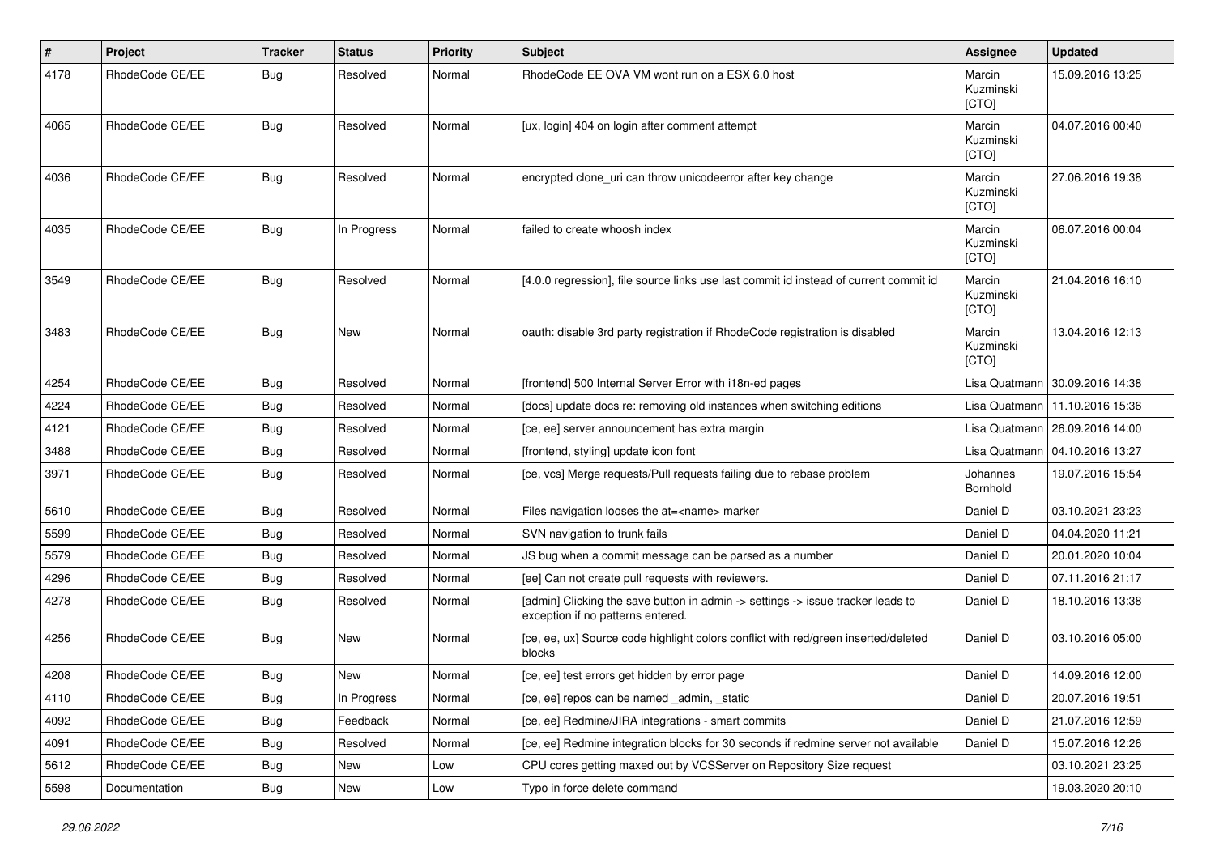| # | Project | Tracker | Status | Priority | Subject | Assignee | Updated |
|---|---|---|---|---|---|---|---|
| 4178 | RhodeCode CE/EE | Bug | Resolved | Normal | RhodeCode EE OVA VM wont run on a ESX 6.0 host | Marcin Kuzminski [CTO] | 15.09.2016 13:25 |
| 4065 | RhodeCode CE/EE | Bug | Resolved | Normal | [ux, login] 404 on login after comment attempt | Marcin Kuzminski [CTO] | 04.07.2016 00:40 |
| 4036 | RhodeCode CE/EE | Bug | Resolved | Normal | encrypted clone_uri can throw unicodeerror after key change | Marcin Kuzminski [CTO] | 27.06.2016 19:38 |
| 4035 | RhodeCode CE/EE | Bug | In Progress | Normal | failed to create whoosh index | Marcin Kuzminski [CTO] | 06.07.2016 00:04 |
| 3549 | RhodeCode CE/EE | Bug | Resolved | Normal | [4.0.0 regression], file source links use last commit id instead of current commit id | Marcin Kuzminski [CTO] | 21.04.2016 16:10 |
| 3483 | RhodeCode CE/EE | Bug | New | Normal | oauth: disable 3rd party registration if RhodeCode registration is disabled | Marcin Kuzminski [CTO] | 13.04.2016 12:13 |
| 4254 | RhodeCode CE/EE | Bug | Resolved | Normal | [frontend] 500 Internal Server Error with i18n-ed pages | Lisa Quatmann | 30.09.2016 14:38 |
| 4224 | RhodeCode CE/EE | Bug | Resolved | Normal | [docs] update docs re: removing old instances when switching editions | Lisa Quatmann | 11.10.2016 15:36 |
| 4121 | RhodeCode CE/EE | Bug | Resolved | Normal | [ce, ee] server announcement has extra margin | Lisa Quatmann | 26.09.2016 14:00 |
| 3488 | RhodeCode CE/EE | Bug | Resolved | Normal | [frontend, styling] update icon font | Lisa Quatmann | 04.10.2016 13:27 |
| 3971 | RhodeCode CE/EE | Bug | Resolved | Normal | [ce, vcs] Merge requests/Pull requests failing due to rebase problem | Johannes Bornhold | 19.07.2016 15:54 |
| 5610 | RhodeCode CE/EE | Bug | Resolved | Normal | Files navigation looses the at=<name> marker | Daniel D | 03.10.2021 23:23 |
| 5599 | RhodeCode CE/EE | Bug | Resolved | Normal | SVN navigation to trunk fails | Daniel D | 04.04.2020 11:21 |
| 5579 | RhodeCode CE/EE | Bug | Resolved | Normal | JS bug when a commit message can be parsed as a number | Daniel D | 20.01.2020 10:04 |
| 4296 | RhodeCode CE/EE | Bug | Resolved | Normal | [ee] Can not create pull requests with reviewers. | Daniel D | 07.11.2016 21:17 |
| 4278 | RhodeCode CE/EE | Bug | Resolved | Normal | [admin] Clicking the save button in admin -> settings -> issue tracker leads to exception if no patterns entered. | Daniel D | 18.10.2016 13:38 |
| 4256 | RhodeCode CE/EE | Bug | New | Normal | [ce, ee, ux] Source code highlight colors conflict with red/green inserted/deleted blocks | Daniel D | 03.10.2016 05:00 |
| 4208 | RhodeCode CE/EE | Bug | New | Normal | [ce, ee] test errors get hidden by error page | Daniel D | 14.09.2016 12:00 |
| 4110 | RhodeCode CE/EE | Bug | In Progress | Normal | [ce, ee] repos can be named _admin, _static | Daniel D | 20.07.2016 19:51 |
| 4092 | RhodeCode CE/EE | Bug | Feedback | Normal | [ce, ee] Redmine/JIRA integrations - smart commits | Daniel D | 21.07.2016 12:59 |
| 4091 | RhodeCode CE/EE | Bug | Resolved | Normal | [ce, ee] Redmine integration blocks for 30 seconds if redmine server not available | Daniel D | 15.07.2016 12:26 |
| 5612 | RhodeCode CE/EE | Bug | New | Low | CPU cores getting maxed out by VCSServer on Repository Size request | | 03.10.2021 23:25 |
| 5598 | Documentation | Bug | New | Low | Typo in force delete command | | 19.03.2020 20:10 |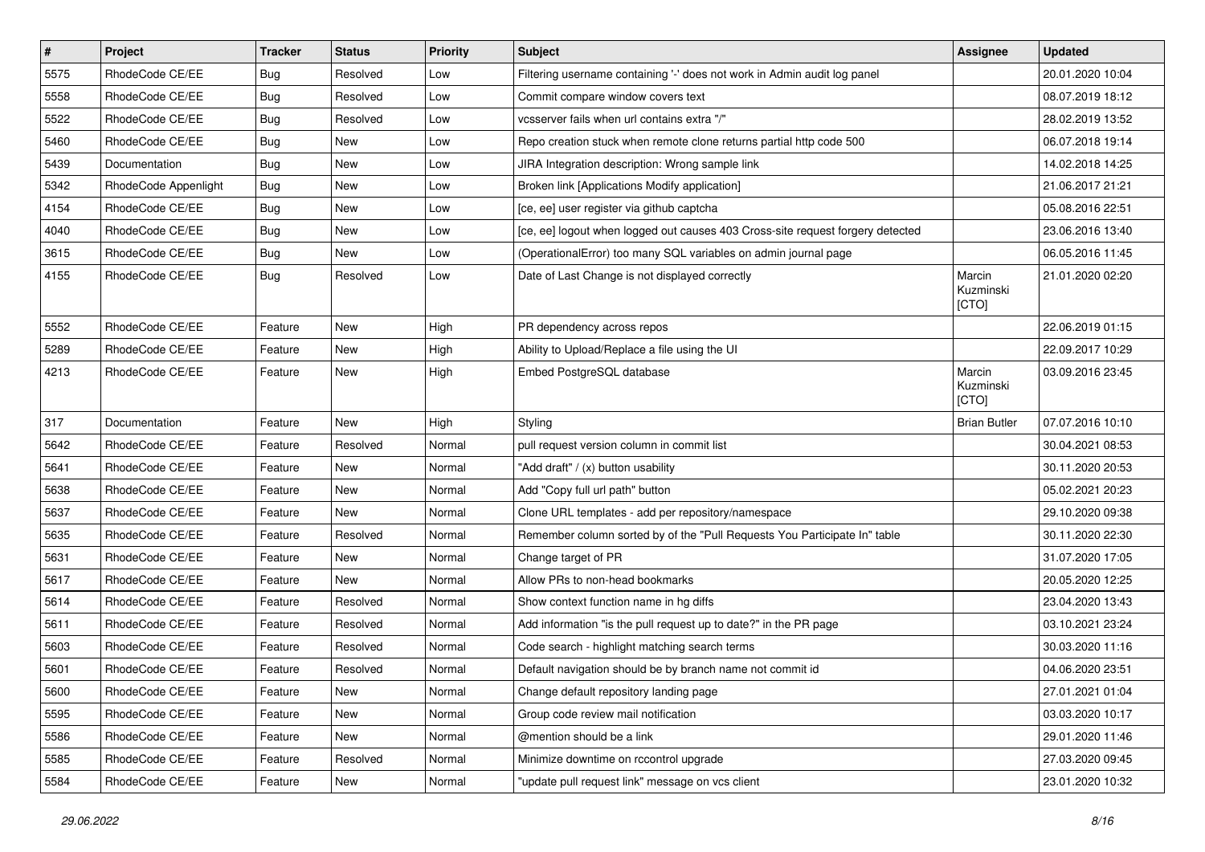| # | Project | Tracker | Status | Priority | Subject | Assignee | Updated |
|---|---|---|---|---|---|---|---|
| 5575 | RhodeCode CE/EE | Bug | Resolved | Low | Filtering username containing '-' does not work in Admin audit log panel | | 20.01.2020 10:04 |
| 5558 | RhodeCode CE/EE | Bug | Resolved | Low | Commit compare window covers text | | 08.07.2019 18:12 |
| 5522 | RhodeCode CE/EE | Bug | Resolved | Low | vcsserver fails when url contains extra "/" | | 28.02.2019 13:52 |
| 5460 | RhodeCode CE/EE | Bug | New | Low | Repo creation stuck when remote clone returns partial http code 500 | | 06.07.2018 19:14 |
| 5439 | Documentation | Bug | New | Low | JIRA Integration description: Wrong sample link | | 14.02.2018 14:25 |
| 5342 | RhodeCode Appenlight | Bug | New | Low | Broken link [Applications Modify application] | | 21.06.2017 21:21 |
| 4154 | RhodeCode CE/EE | Bug | New | Low | [ce, ee] user register via github captcha | | 05.08.2016 22:51 |
| 4040 | RhodeCode CE/EE | Bug | New | Low | [ce, ee] logout when logged out causes 403 Cross-site request forgery detected | | 23.06.2016 13:40 |
| 3615 | RhodeCode CE/EE | Bug | New | Low | (OperationalError) too many SQL variables on admin journal page | | 06.05.2016 11:45 |
| 4155 | RhodeCode CE/EE | Bug | Resolved | Low | Date of Last Change is not displayed correctly | Marcin Kuzminski [CTO] | 21.01.2020 02:20 |
| 5552 | RhodeCode CE/EE | Feature | New | High | PR dependency across repos | | 22.06.2019 01:15 |
| 5289 | RhodeCode CE/EE | Feature | New | High | Ability to Upload/Replace a file using the UI | | 22.09.2017 10:29 |
| 4213 | RhodeCode CE/EE | Feature | New | High | Embed PostgreSQL database | Marcin Kuzminski [CTO] | 03.09.2016 23:45 |
| 317 | Documentation | Feature | New | High | Styling | Brian Butler | 07.07.2016 10:10 |
| 5642 | RhodeCode CE/EE | Feature | Resolved | Normal | pull request version column in commit list | | 30.04.2021 08:53 |
| 5641 | RhodeCode CE/EE | Feature | New | Normal | "Add draft" / (x) button usability | | 30.11.2020 20:53 |
| 5638 | RhodeCode CE/EE | Feature | New | Normal | Add "Copy full url path" button | | 05.02.2021 20:23 |
| 5637 | RhodeCode CE/EE | Feature | New | Normal | Clone URL templates - add per repository/namespace | | 29.10.2020 09:38 |
| 5635 | RhodeCode CE/EE | Feature | Resolved | Normal | Remember column sorted by of the "Pull Requests You Participate In" table | | 30.11.2020 22:30 |
| 5631 | RhodeCode CE/EE | Feature | New | Normal | Change target of PR | | 31.07.2020 17:05 |
| 5617 | RhodeCode CE/EE | Feature | New | Normal | Allow PRs to non-head bookmarks | | 20.05.2020 12:25 |
| 5614 | RhodeCode CE/EE | Feature | Resolved | Normal | Show context function name in hg diffs | | 23.04.2020 13:43 |
| 5611 | RhodeCode CE/EE | Feature | Resolved | Normal | Add information "is the pull request up to date?" in the PR page | | 03.10.2021 23:24 |
| 5603 | RhodeCode CE/EE | Feature | Resolved | Normal | Code search - highlight matching search terms | | 30.03.2020 11:16 |
| 5601 | RhodeCode CE/EE | Feature | Resolved | Normal | Default navigation should be by branch name not commit id | | 04.06.2020 23:51 |
| 5600 | RhodeCode CE/EE | Feature | New | Normal | Change default repository landing page | | 27.01.2021 01:04 |
| 5595 | RhodeCode CE/EE | Feature | New | Normal | Group code review mail notification | | 03.03.2020 10:17 |
| 5586 | RhodeCode CE/EE | Feature | New | Normal | @mention should be a link | | 29.01.2020 11:46 |
| 5585 | RhodeCode CE/EE | Feature | Resolved | Normal | Minimize downtime on rccontrol upgrade | | 27.03.2020 09:45 |
| 5584 | RhodeCode CE/EE | Feature | New | Normal | "update pull request link" message on vcs client | | 23.01.2020 10:32 |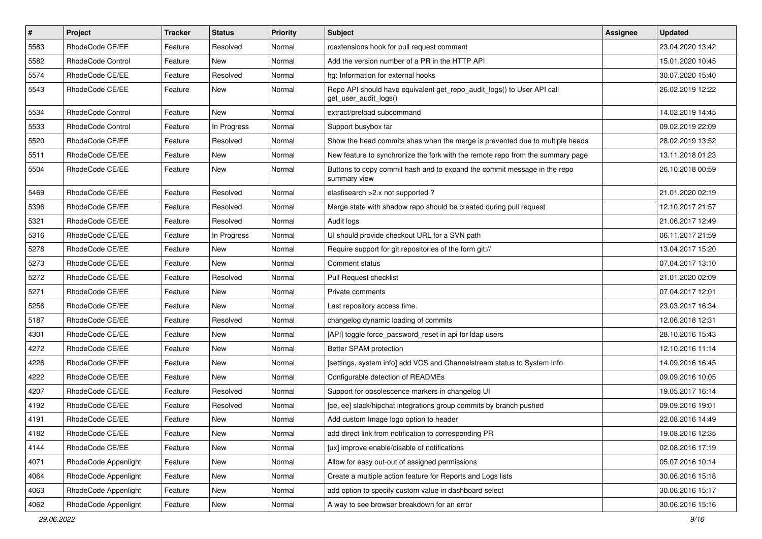| # | Project | Tracker | Status | Priority | Subject | Assignee | Updated |
|---|---|---|---|---|---|---|---|
| 5583 | RhodeCode CE/EE | Feature | Resolved | Normal | rcextensions hook for pull request comment | | 23.04.2020 13:42 |
| 5582 | RhodeCode Control | Feature | New | Normal | Add the version number of a PR in the HTTP API | | 15.01.2020 10:45 |
| 5574 | RhodeCode CE/EE | Feature | Resolved | Normal | hg: Information for external hooks | | 30.07.2020 15:40 |
| 5543 | RhodeCode CE/EE | Feature | New | Normal | Repo API should have equivalent get_repo_audit_logs() to User API call get_user_audit_logs() | | 26.02.2019 12:22 |
| 5534 | RhodeCode Control | Feature | New | Normal | extract/preload subcommand | | 14.02.2019 14:45 |
| 5533 | RhodeCode Control | Feature | In Progress | Normal | Support busybox tar | | 09.02.2019 22:09 |
| 5520 | RhodeCode CE/EE | Feature | Resolved | Normal | Show the head commits shas when the merge is prevented due to multiple heads | | 28.02.2019 13:52 |
| 5511 | RhodeCode CE/EE | Feature | New | Normal | New feature to synchronize the fork with the remote repo from the summary page | | 13.11.2018 01:23 |
| 5504 | RhodeCode CE/EE | Feature | New | Normal | Buttons to copy commit hash and to expand the commit message in the repo summary view | | 26.10.2018 00:59 |
| 5469 | RhodeCode CE/EE | Feature | Resolved | Normal | elastisearch >2.x not supported ? | | 21.01.2020 02:19 |
| 5396 | RhodeCode CE/EE | Feature | Resolved | Normal | Merge state with shadow repo should be created during pull request | | 12.10.2017 21:57 |
| 5321 | RhodeCode CE/EE | Feature | Resolved | Normal | Audit logs | | 21.06.2017 12:49 |
| 5316 | RhodeCode CE/EE | Feature | In Progress | Normal | UI should provide checkout URL for a SVN path | | 06.11.2017 21:59 |
| 5278 | RhodeCode CE/EE | Feature | New | Normal | Require support for git repositories of the form git:// | | 13.04.2017 15:20 |
| 5273 | RhodeCode CE/EE | Feature | New | Normal | Comment status | | 07.04.2017 13:10 |
| 5272 | RhodeCode CE/EE | Feature | Resolved | Normal | Pull Request checklist | | 21.01.2020 02:09 |
| 5271 | RhodeCode CE/EE | Feature | New | Normal | Private comments | | 07.04.2017 12:01 |
| 5256 | RhodeCode CE/EE | Feature | New | Normal | Last repository access time. | | 23.03.2017 16:34 |
| 5187 | RhodeCode CE/EE | Feature | Resolved | Normal | changelog dynamic loading of commits | | 12.06.2018 12:31 |
| 4301 | RhodeCode CE/EE | Feature | New | Normal | [API] toggle force_password_reset in api for ldap users | | 28.10.2016 15:43 |
| 4272 | RhodeCode CE/EE | Feature | New | Normal | Better SPAM protection | | 12.10.2016 11:14 |
| 4226 | RhodeCode CE/EE | Feature | New | Normal | [settings, system info] add VCS and Channelstream status to System Info | | 14.09.2016 16:45 |
| 4222 | RhodeCode CE/EE | Feature | New | Normal | Configurable detection of READMEs | | 09.09.2016 10:05 |
| 4207 | RhodeCode CE/EE | Feature | Resolved | Normal | Support for obsolescence markers in changelog UI | | 19.05.2017 16:14 |
| 4192 | RhodeCode CE/EE | Feature | Resolved | Normal | [ce, ee] slack/hipchat integrations group commits by branch pushed | | 09.09.2016 19:01 |
| 4191 | RhodeCode CE/EE | Feature | New | Normal | Add custom Image logo option to header | | 22.08.2016 14:49 |
| 4182 | RhodeCode CE/EE | Feature | New | Normal | add direct link from notification to corresponding PR | | 19.08.2016 12:35 |
| 4144 | RhodeCode CE/EE | Feature | New | Normal | [ux] improve enable/disable of notifications | | 02.08.2016 17:19 |
| 4071 | RhodeCode Appenlight | Feature | New | Normal | Allow for easy out-out of assigned permissions | | 05.07.2016 10:14 |
| 4064 | RhodeCode Appenlight | Feature | New | Normal | Create a multiple action feature for Reports and Logs lists | | 30.06.2016 15:18 |
| 4063 | RhodeCode Appenlight | Feature | New | Normal | add option to specify custom value in dashboard select | | 30.06.2016 15:17 |
| 4062 | RhodeCode Appenlight | Feature | New | Normal | A way to see browser breakdown for an error | | 30.06.2016 15:16 |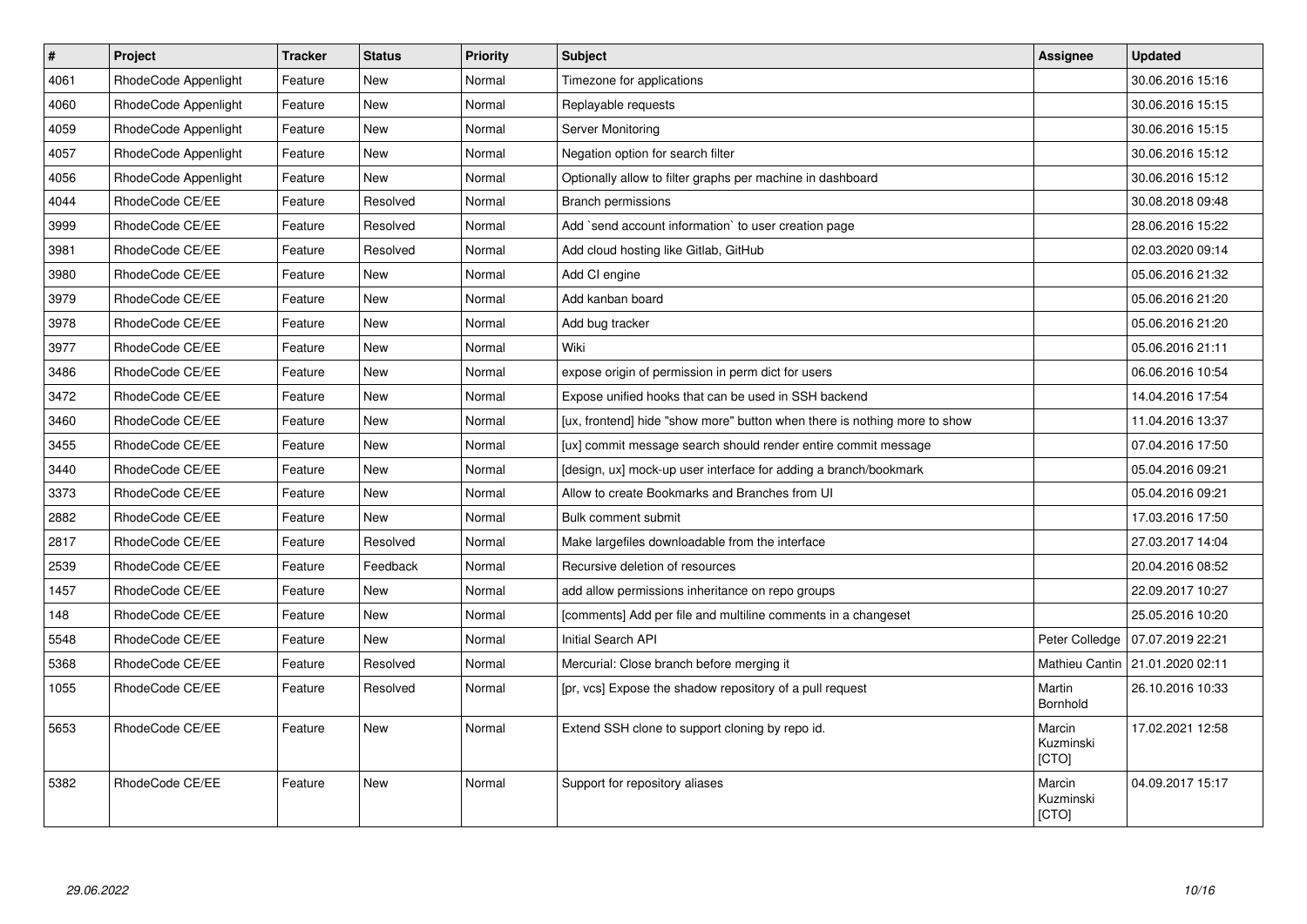| # | Project | Tracker | Status | Priority | Subject | Assignee | Updated |
|---|---|---|---|---|---|---|---|
| 4061 | RhodeCode Appenlight | Feature | New | Normal | Timezone for applications | | 30.06.2016 15:16 |
| 4060 | RhodeCode Appenlight | Feature | New | Normal | Replayable requests | | 30.06.2016 15:15 |
| 4059 | RhodeCode Appenlight | Feature | New | Normal | Server Monitoring | | 30.06.2016 15:15 |
| 4057 | RhodeCode Appenlight | Feature | New | Normal | Negation option for search filter | | 30.06.2016 15:12 |
| 4056 | RhodeCode Appenlight | Feature | New | Normal | Optionally allow to filter graphs per machine in dashboard | | 30.06.2016 15:12 |
| 4044 | RhodeCode CE/EE | Feature | Resolved | Normal | Branch permissions | | 30.08.2018 09:48 |
| 3999 | RhodeCode CE/EE | Feature | Resolved | Normal | Add `send account information` to user creation page | | 28.06.2016 15:22 |
| 3981 | RhodeCode CE/EE | Feature | Resolved | Normal | Add cloud hosting like Gitlab, GitHub | | 02.03.2020 09:14 |
| 3980 | RhodeCode CE/EE | Feature | New | Normal | Add CI engine | | 05.06.2016 21:32 |
| 3979 | RhodeCode CE/EE | Feature | New | Normal | Add kanban board | | 05.06.2016 21:20 |
| 3978 | RhodeCode CE/EE | Feature | New | Normal | Add bug tracker | | 05.06.2016 21:20 |
| 3977 | RhodeCode CE/EE | Feature | New | Normal | Wiki | | 05.06.2016 21:11 |
| 3486 | RhodeCode CE/EE | Feature | New | Normal | expose origin of permission in perm dict for users | | 06.06.2016 10:54 |
| 3472 | RhodeCode CE/EE | Feature | New | Normal | Expose unified hooks that can be used in SSH backend | | 14.04.2016 17:54 |
| 3460 | RhodeCode CE/EE | Feature | New | Normal | [ux, frontend] hide "show more" button when there is nothing more to show | | 11.04.2016 13:37 |
| 3455 | RhodeCode CE/EE | Feature | New | Normal | [ux] commit message search should render entire commit message | | 07.04.2016 17:50 |
| 3440 | RhodeCode CE/EE | Feature | New | Normal | [design, ux] mock-up user interface for adding a branch/bookmark | | 05.04.2016 09:21 |
| 3373 | RhodeCode CE/EE | Feature | New | Normal | Allow to create Bookmarks and Branches from UI | | 05.04.2016 09:21 |
| 2882 | RhodeCode CE/EE | Feature | New | Normal | Bulk comment submit | | 17.03.2016 17:50 |
| 2817 | RhodeCode CE/EE | Feature | Resolved | Normal | Make largefiles downloadable from the interface | | 27.03.2017 14:04 |
| 2539 | RhodeCode CE/EE | Feature | Feedback | Normal | Recursive deletion of resources | | 20.04.2016 08:52 |
| 1457 | RhodeCode CE/EE | Feature | New | Normal | add allow permissions inheritance on repo groups | | 22.09.2017 10:27 |
| 148 | RhodeCode CE/EE | Feature | New | Normal | [comments] Add per file and multiline comments in a changeset | | 25.05.2016 10:20 |
| 5548 | RhodeCode CE/EE | Feature | New | Normal | Initial Search API | Peter Colledge | 07.07.2019 22:21 |
| 5368 | RhodeCode CE/EE | Feature | Resolved | Normal | Mercurial: Close branch before merging it | Mathieu Cantin | 21.01.2020 02:11 |
| 1055 | RhodeCode CE/EE | Feature | Resolved | Normal | [pr, vcs] Expose the shadow repository of a pull request | Martin Bornhold | 26.10.2016 10:33 |
| 5653 | RhodeCode CE/EE | Feature | New | Normal | Extend SSH clone to support cloning by repo id. | Marcin Kuzminski [CTO] | 17.02.2021 12:58 |
| 5382 | RhodeCode CE/EE | Feature | New | Normal | Support for repository aliases | Marcin Kuzminski [CTO] | 04.09.2017 15:17 |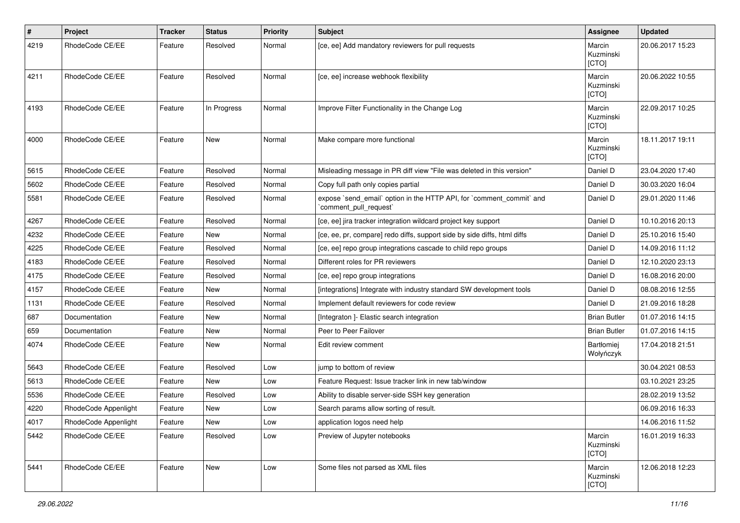| # | Project | Tracker | Status | Priority | Subject | Assignee | Updated |
|---|---|---|---|---|---|---|---|
| 4219 | RhodeCode CE/EE | Feature | Resolved | Normal | [ce, ee] Add mandatory reviewers for pull requests | Marcin Kuzminski [CTO] | 20.06.2017 15:23 |
| 4211 | RhodeCode CE/EE | Feature | Resolved | Normal | [ce, ee] increase webhook flexibility | Marcin Kuzminski [CTO] | 20.06.2022 10:55 |
| 4193 | RhodeCode CE/EE | Feature | In Progress | Normal | Improve Filter Functionality in the Change Log | Marcin Kuzminski [CTO] | 22.09.2017 10:25 |
| 4000 | RhodeCode CE/EE | Feature | New | Normal | Make compare more functional | Marcin Kuzminski [CTO] | 18.11.2017 19:11 |
| 5615 | RhodeCode CE/EE | Feature | Resolved | Normal | Misleading message in PR diff view "File was deleted in this version" | Daniel D | 23.04.2020 17:40 |
| 5602 | RhodeCode CE/EE | Feature | Resolved | Normal | Copy full path only copies partial | Daniel D | 30.03.2020 16:04 |
| 5581 | RhodeCode CE/EE | Feature | Resolved | Normal | expose `send_email` option in the HTTP API, for `comment_commit` and `comment_pull_request` | Daniel D | 29.01.2020 11:46 |
| 4267 | RhodeCode CE/EE | Feature | Resolved | Normal | [ce, ee] jira tracker integration wildcard project key support | Daniel D | 10.10.2016 20:13 |
| 4232 | RhodeCode CE/EE | Feature | New | Normal | [ce, ee, pr, compare] redo diffs, support side by side diffs, html diffs | Daniel D | 25.10.2016 15:40 |
| 4225 | RhodeCode CE/EE | Feature | Resolved | Normal | [ce, ee] repo group integrations cascade to child repo groups | Daniel D | 14.09.2016 11:12 |
| 4183 | RhodeCode CE/EE | Feature | Resolved | Normal | Different roles for PR reviewers | Daniel D | 12.10.2020 23:13 |
| 4175 | RhodeCode CE/EE | Feature | Resolved | Normal | [ce, ee] repo group integrations | Daniel D | 16.08.2016 20:00 |
| 4157 | RhodeCode CE/EE | Feature | New | Normal | [integrations] Integrate with industry standard SW development tools | Daniel D | 08.08.2016 12:55 |
| 1131 | RhodeCode CE/EE | Feature | Resolved | Normal | Implement default reviewers for code review | Daniel D | 21.09.2016 18:28 |
| 687 | Documentation | Feature | New | Normal | [Integraton ]- Elastic search integration | Brian Butler | 01.07.2016 14:15 |
| 659 | Documentation | Feature | New | Normal | Peer to Peer Failover | Brian Butler | 01.07.2016 14:15 |
| 4074 | RhodeCode CE/EE | Feature | New | Normal | Edit review comment | Bartłomiej Wołyńczyk | 17.04.2018 21:51 |
| 5643 | RhodeCode CE/EE | Feature | Resolved | Low | jump to bottom of review | | 30.04.2021 08:53 |
| 5613 | RhodeCode CE/EE | Feature | New | Low | Feature Request: Issue tracker link in new tab/window | | 03.10.2021 23:25 |
| 5536 | RhodeCode CE/EE | Feature | Resolved | Low | Ability to disable server-side SSH key generation | | 28.02.2019 13:52 |
| 4220 | RhodeCode Appenlight | Feature | New | Low | Search params allow sorting of result. | | 06.09.2016 16:33 |
| 4017 | RhodeCode Appenlight | Feature | New | Low | application logos need help | | 14.06.2016 11:52 |
| 5442 | RhodeCode CE/EE | Feature | Resolved | Low | Preview of Jupyter notebooks | Marcin Kuzminski [CTO] | 16.01.2019 16:33 |
| 5441 | RhodeCode CE/EE | Feature | New | Low | Some files not parsed as XML files | Marcin Kuzminski [CTO] | 12.06.2018 12:23 |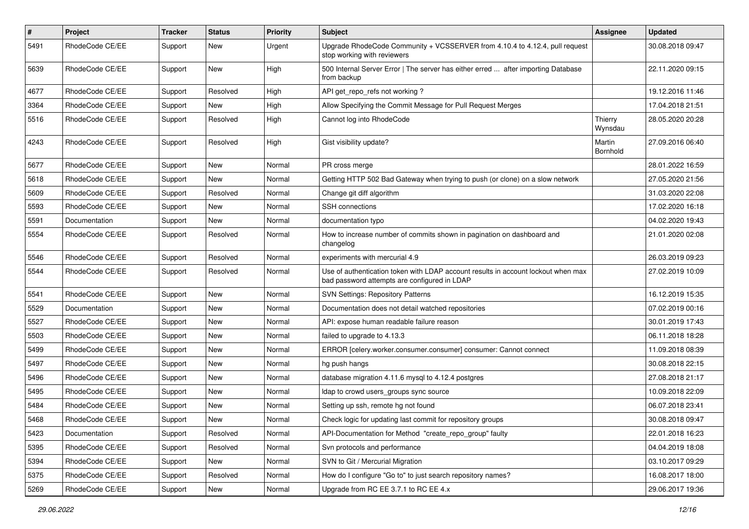| # | Project | Tracker | Status | Priority | Subject | Assignee | Updated |
|---|---|---|---|---|---|---|---|
| 5491 | RhodeCode CE/EE | Support | New | Urgent | Upgrade RhodeCode Community + VCSSERVER from 4.10.4 to 4.12.4, pull request stop working with reviewers | | 30.08.2018 09:47 |
| 5639 | RhodeCode CE/EE | Support | New | High | 500 Internal Server Error \| The server has either erred ... after importing Database from backup | | 22.11.2020 09:15 |
| 4677 | RhodeCode CE/EE | Support | Resolved | High | API get_repo_refs not working ? | | 19.12.2016 11:46 |
| 3364 | RhodeCode CE/EE | Support | New | High | Allow Specifying the Commit Message for Pull Request Merges | | 17.04.2018 21:51 |
| 5516 | RhodeCode CE/EE | Support | Resolved | High | Cannot log into RhodeCode | Thierry Wynsdau | 28.05.2020 20:28 |
| 4243 | RhodeCode CE/EE | Support | Resolved | High | Gist visibility update? | Martin Bornhold | 27.09.2016 06:40 |
| 5677 | RhodeCode CE/EE | Support | New | Normal | PR cross merge | | 28.01.2022 16:59 |
| 5618 | RhodeCode CE/EE | Support | New | Normal | Getting HTTP 502 Bad Gateway when trying to push (or clone) on a slow network | | 27.05.2020 21:56 |
| 5609 | RhodeCode CE/EE | Support | Resolved | Normal | Change git diff algorithm | | 31.03.2020 22:08 |
| 5593 | RhodeCode CE/EE | Support | New | Normal | SSH connections | | 17.02.2020 16:18 |
| 5591 | Documentation | Support | New | Normal | documentation typo | | 04.02.2020 19:43 |
| 5554 | RhodeCode CE/EE | Support | Resolved | Normal | How to increase number of commits shown in pagination on dashboard and changelog | | 21.01.2020 02:08 |
| 5546 | RhodeCode CE/EE | Support | Resolved | Normal | experiments with mercurial 4.9 | | 26.03.2019 09:23 |
| 5544 | RhodeCode CE/EE | Support | Resolved | Normal | Use of authentication token with LDAP account results in account lockout when max bad password attempts are configured in LDAP | | 27.02.2019 10:09 |
| 5541 | RhodeCode CE/EE | Support | New | Normal | SVN Settings: Repository Patterns | | 16.12.2019 15:35 |
| 5529 | Documentation | Support | New | Normal | Documentation does not detail watched repositories | | 07.02.2019 00:16 |
| 5527 | RhodeCode CE/EE | Support | New | Normal | API: expose human readable failure reason | | 30.01.2019 17:43 |
| 5503 | RhodeCode CE/EE | Support | New | Normal | failed to upgrade to 4.13.3 | | 06.11.2018 18:28 |
| 5499 | RhodeCode CE/EE | Support | New | Normal | ERROR [celery.worker.consumer.consumer] consumer: Cannot connect | | 11.09.2018 08:39 |
| 5497 | RhodeCode CE/EE | Support | New | Normal | hg push hangs | | 30.08.2018 22:15 |
| 5496 | RhodeCode CE/EE | Support | New | Normal | database migration 4.11.6 mysql to 4.12.4 postgres | | 27.08.2018 21:17 |
| 5495 | RhodeCode CE/EE | Support | New | Normal | ldap to crowd users_groups sync source | | 10.09.2018 22:09 |
| 5484 | RhodeCode CE/EE | Support | New | Normal | Setting up ssh, remote hg not found | | 06.07.2018 23:41 |
| 5468 | RhodeCode CE/EE | Support | New | Normal | Check logic for updating last commit for repository groups | | 30.08.2018 09:47 |
| 5423 | Documentation | Support | Resolved | Normal | API-Documentation for Method "create_repo_group" faulty | | 22.01.2018 16:23 |
| 5395 | RhodeCode CE/EE | Support | Resolved | Normal | Svn protocols and performance | | 04.04.2019 18:08 |
| 5394 | RhodeCode CE/EE | Support | New | Normal | SVN to Git / Mercurial Migration | | 03.10.2017 09:29 |
| 5375 | RhodeCode CE/EE | Support | Resolved | Normal | How do I configure "Go to" to just search repository names? | | 16.08.2017 18:00 |
| 5269 | RhodeCode CE/EE | Support | New | Normal | Upgrade from RC EE 3.7.1 to RC EE 4.x | | 29.06.2017 19:36 |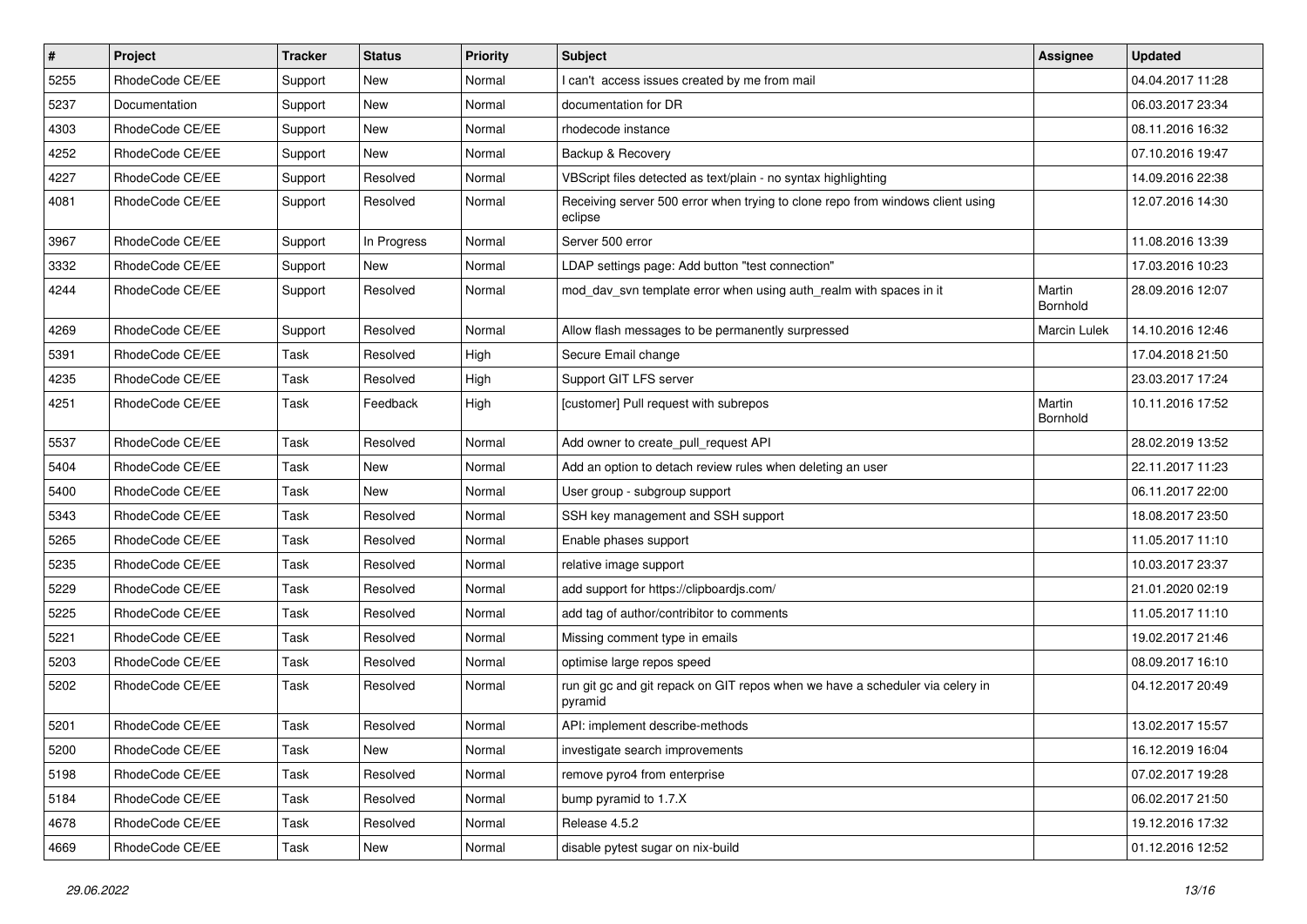| # | Project | Tracker | Status | Priority | Subject | Assignee | Updated |
|---|---|---|---|---|---|---|---|
| 5255 | RhodeCode CE/EE | Support | New | Normal | I can't  access issues created by me from mail | | 04.04.2017 11:28 |
| 5237 | Documentation | Support | New | Normal | documentation for DR | | 06.03.2017 23:34 |
| 4303 | RhodeCode CE/EE | Support | New | Normal | rhodecode instance | | 08.11.2016 16:32 |
| 4252 | RhodeCode CE/EE | Support | New | Normal | Backup & Recovery | | 07.10.2016 19:47 |
| 4227 | RhodeCode CE/EE | Support | Resolved | Normal | VBScript files detected as text/plain - no syntax highlighting | | 14.09.2016 22:38 |
| 4081 | RhodeCode CE/EE | Support | Resolved | Normal | Receiving server 500 error when trying to clone repo from windows client using eclipse | | 12.07.2016 14:30 |
| 3967 | RhodeCode CE/EE | Support | In Progress | Normal | Server 500 error | | 11.08.2016 13:39 |
| 3332 | RhodeCode CE/EE | Support | New | Normal | LDAP settings page: Add button "test connection" | | 17.03.2016 10:23 |
| 4244 | RhodeCode CE/EE | Support | Resolved | Normal | mod_dav_svn template error when using auth_realm with spaces in it | Martin Bornhold | 28.09.2016 12:07 |
| 4269 | RhodeCode CE/EE | Support | Resolved | Normal | Allow flash messages to be permanently surpressed | Marcin Lulek | 14.10.2016 12:46 |
| 5391 | RhodeCode CE/EE | Task | Resolved | High | Secure Email change | | 17.04.2018 21:50 |
| 4235 | RhodeCode CE/EE | Task | Resolved | High | Support GIT LFS server | | 23.03.2017 17:24 |
| 4251 | RhodeCode CE/EE | Task | Feedback | High | [customer] Pull request with subrepos | Martin Bornhold | 10.11.2016 17:52 |
| 5537 | RhodeCode CE/EE | Task | Resolved | Normal | Add owner to create_pull_request API | | 28.02.2019 13:52 |
| 5404 | RhodeCode CE/EE | Task | New | Normal | Add an option to detach review rules when deleting an user | | 22.11.2017 11:23 |
| 5400 | RhodeCode CE/EE | Task | New | Normal | User group - subgroup support | | 06.11.2017 22:00 |
| 5343 | RhodeCode CE/EE | Task | Resolved | Normal | SSH key management and SSH support | | 18.08.2017 23:50 |
| 5265 | RhodeCode CE/EE | Task | Resolved | Normal | Enable phases support | | 11.05.2017 11:10 |
| 5235 | RhodeCode CE/EE | Task | Resolved | Normal | relative image support | | 10.03.2017 23:37 |
| 5229 | RhodeCode CE/EE | Task | Resolved | Normal | add support for https://clipboardjs.com/ | | 21.01.2020 02:19 |
| 5225 | RhodeCode CE/EE | Task | Resolved | Normal | add tag of author/contribitor to comments | | 11.05.2017 11:10 |
| 5221 | RhodeCode CE/EE | Task | Resolved | Normal | Missing comment type in emails | | 19.02.2017 21:46 |
| 5203 | RhodeCode CE/EE | Task | Resolved | Normal | optimise large repos speed | | 08.09.2017 16:10 |
| 5202 | RhodeCode CE/EE | Task | Resolved | Normal | run git gc and git repack on GIT repos when we have a scheduler via celery in pyramid | | 04.12.2017 20:49 |
| 5201 | RhodeCode CE/EE | Task | Resolved | Normal | API: implement describe-methods | | 13.02.2017 15:57 |
| 5200 | RhodeCode CE/EE | Task | New | Normal | investigate search improvements | | 16.12.2019 16:04 |
| 5198 | RhodeCode CE/EE | Task | Resolved | Normal | remove pyro4 from enterprise | | 07.02.2017 19:28 |
| 5184 | RhodeCode CE/EE | Task | Resolved | Normal | bump pyramid to 1.7.X | | 06.02.2017 21:50 |
| 4678 | RhodeCode CE/EE | Task | Resolved | Normal | Release 4.5.2 | | 19.12.2016 17:32 |
| 4669 | RhodeCode CE/EE | Task | New | Normal | disable pytest sugar on nix-build | | 01.12.2016 12:52 |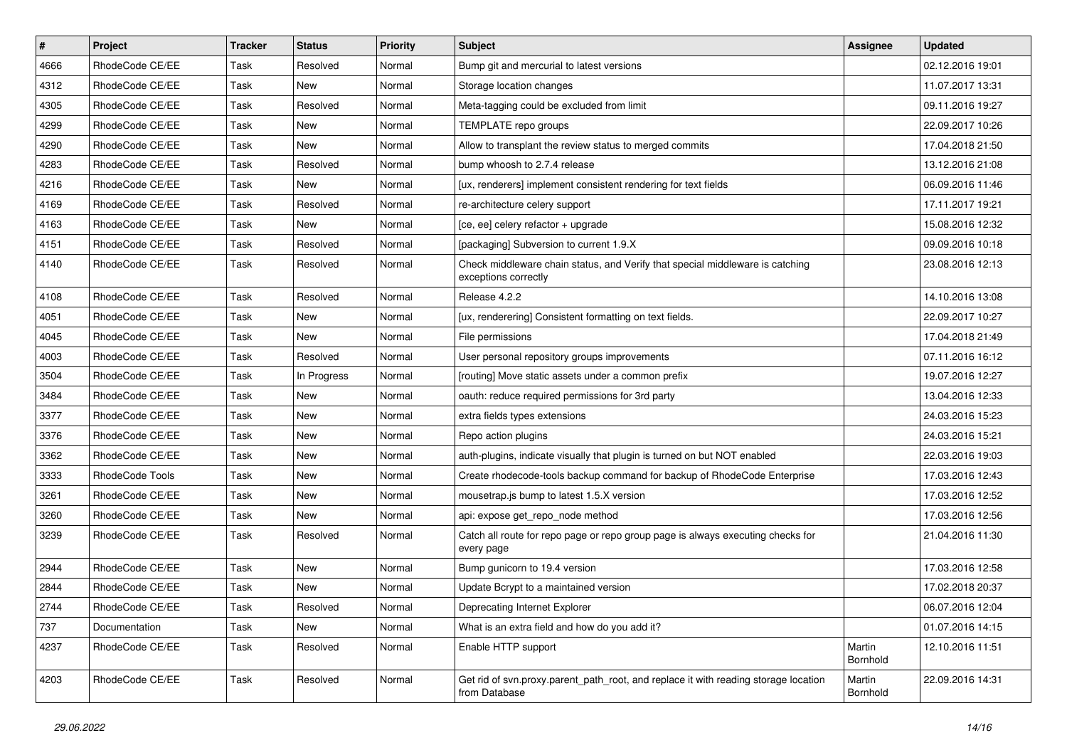| # | Project | Tracker | Status | Priority | Subject | Assignee | Updated |
|---|---|---|---|---|---|---|---|
| 4666 | RhodeCode CE/EE | Task | Resolved | Normal | Bump git and mercurial to latest versions | | 02.12.2016 19:01 |
| 4312 | RhodeCode CE/EE | Task | New | Normal | Storage location changes | | 11.07.2017 13:31 |
| 4305 | RhodeCode CE/EE | Task | Resolved | Normal | Meta-tagging could be excluded from limit | | 09.11.2016 19:27 |
| 4299 | RhodeCode CE/EE | Task | New | Normal | TEMPLATE repo groups | | 22.09.2017 10:26 |
| 4290 | RhodeCode CE/EE | Task | New | Normal | Allow to transplant the review status to merged commits | | 17.04.2018 21:50 |
| 4283 | RhodeCode CE/EE | Task | Resolved | Normal | bump whoosh to 2.7.4 release | | 13.12.2016 21:08 |
| 4216 | RhodeCode CE/EE | Task | New | Normal | [ux, renderers] implement consistent rendering for text fields | | 06.09.2016 11:46 |
| 4169 | RhodeCode CE/EE | Task | Resolved | Normal | re-architecture celery support | | 17.11.2017 19:21 |
| 4163 | RhodeCode CE/EE | Task | New | Normal | [ce, ee] celery refactor + upgrade | | 15.08.2016 12:32 |
| 4151 | RhodeCode CE/EE | Task | Resolved | Normal | [packaging] Subversion to current 1.9.X | | 09.09.2016 10:18 |
| 4140 | RhodeCode CE/EE | Task | Resolved | Normal | Check middleware chain status, and Verify that special middleware is catching exceptions correctly | | 23.08.2016 12:13 |
| 4108 | RhodeCode CE/EE | Task | Resolved | Normal | Release 4.2.2 | | 14.10.2016 13:08 |
| 4051 | RhodeCode CE/EE | Task | New | Normal | [ux, renderering] Consistent formatting on text fields. | | 22.09.2017 10:27 |
| 4045 | RhodeCode CE/EE | Task | New | Normal | File permissions | | 17.04.2018 21:49 |
| 4003 | RhodeCode CE/EE | Task | Resolved | Normal | User personal repository groups improvements | | 07.11.2016 16:12 |
| 3504 | RhodeCode CE/EE | Task | In Progress | Normal | [routing] Move static assets under a common prefix | | 19.07.2016 12:27 |
| 3484 | RhodeCode CE/EE | Task | New | Normal | oauth: reduce required permissions for 3rd party | | 13.04.2016 12:33 |
| 3377 | RhodeCode CE/EE | Task | New | Normal | extra fields types extensions | | 24.03.2016 15:23 |
| 3376 | RhodeCode CE/EE | Task | New | Normal | Repo action plugins | | 24.03.2016 15:21 |
| 3362 | RhodeCode CE/EE | Task | New | Normal | auth-plugins, indicate visually that plugin is turned on but NOT enabled | | 22.03.2016 19:03 |
| 3333 | RhodeCode Tools | Task | New | Normal | Create rhodecode-tools backup command for backup of RhodeCode Enterprise | | 17.03.2016 12:43 |
| 3261 | RhodeCode CE/EE | Task | New | Normal | mousetrap.js bump to latest 1.5.X version | | 17.03.2016 12:52 |
| 3260 | RhodeCode CE/EE | Task | New | Normal | api: expose get_repo_node method | | 17.03.2016 12:56 |
| 3239 | RhodeCode CE/EE | Task | Resolved | Normal | Catch all route for repo page or repo group page is always executing checks for every page | | 21.04.2016 11:30 |
| 2944 | RhodeCode CE/EE | Task | New | Normal | Bump gunicorn to 19.4 version | | 17.03.2016 12:58 |
| 2844 | RhodeCode CE/EE | Task | New | Normal | Update Bcrypt to a maintained version | | 17.02.2018 20:37 |
| 2744 | RhodeCode CE/EE | Task | Resolved | Normal | Deprecating Internet Explorer | | 06.07.2016 12:04 |
| 737 | Documentation | Task | New | Normal | What is an extra field and how do you add it? | | 01.07.2016 14:15 |
| 4237 | RhodeCode CE/EE | Task | Resolved | Normal | Enable HTTP support | Martin Bornhold | 12.10.2016 11:51 |
| 4203 | RhodeCode CE/EE | Task | Resolved | Normal | Get rid of svn.proxy.parent_path_root, and replace it with reading storage location from Database | Martin Bornhold | 22.09.2016 14:31 |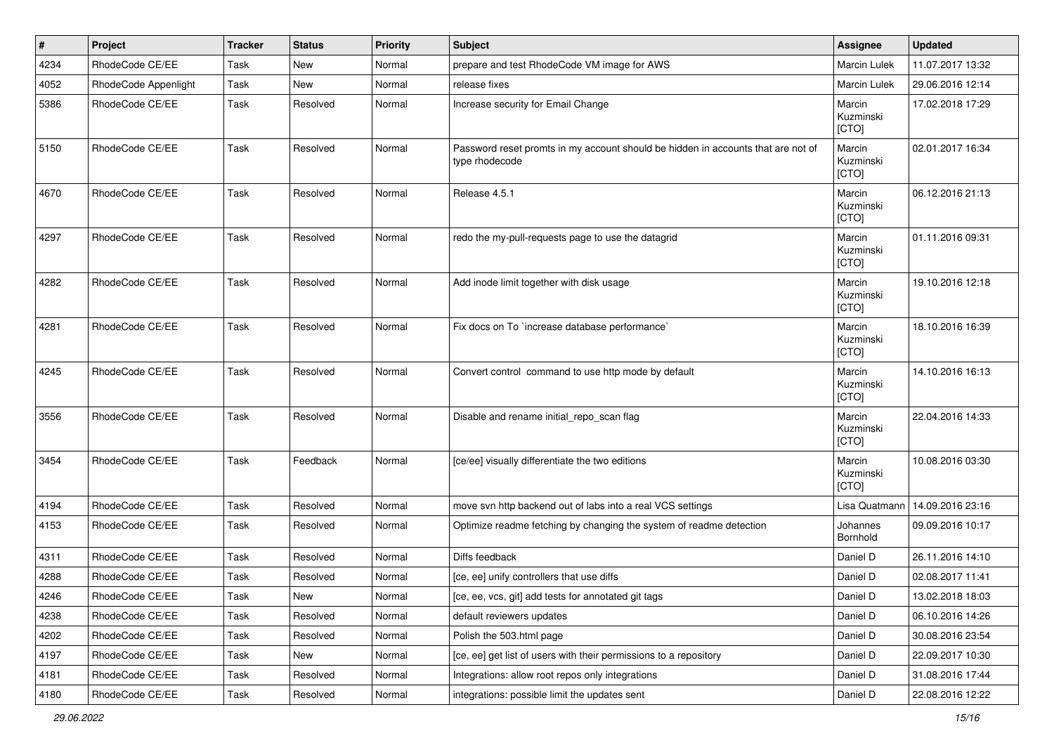| # | Project | Tracker | Status | Priority | Subject | Assignee | Updated |
|---|---|---|---|---|---|---|---|
| 4234 | RhodeCode CE/EE | Task | New | Normal | prepare and test RhodeCode VM image for AWS | Marcin Lulek | 11.07.2017 13:32 |
| 4052 | RhodeCode Appenlight | Task | New | Normal | release fixes | Marcin Lulek | 29.06.2016 12:14 |
| 5386 | RhodeCode CE/EE | Task | Resolved | Normal | Increase security for Email Change | Marcin Kuzminski [CTO] | 17.02.2018 17:29 |
| 5150 | RhodeCode CE/EE | Task | Resolved | Normal | Password reset promts in my account should be hidden in accounts that are not of type rhodecode | Marcin Kuzminski [CTO] | 02.01.2017 16:34 |
| 4670 | RhodeCode CE/EE | Task | Resolved | Normal | Release 4.5.1 | Marcin Kuzminski [CTO] | 06.12.2016 21:13 |
| 4297 | RhodeCode CE/EE | Task | Resolved | Normal | redo the my-pull-requests page to use the datagrid | Marcin Kuzminski [CTO] | 01.11.2016 09:31 |
| 4282 | RhodeCode CE/EE | Task | Resolved | Normal | Add inode limit together with disk usage | Marcin Kuzminski [CTO] | 19.10.2016 12:18 |
| 4281 | RhodeCode CE/EE | Task | Resolved | Normal | Fix docs on To `increase database performance` | Marcin Kuzminski [CTO] | 18.10.2016 16:39 |
| 4245 | RhodeCode CE/EE | Task | Resolved | Normal | Convert control command to use http mode by default | Marcin Kuzminski [CTO] | 14.10.2016 16:13 |
| 3556 | RhodeCode CE/EE | Task | Resolved | Normal | Disable and rename initial_repo_scan flag | Marcin Kuzminski [CTO] | 22.04.2016 14:33 |
| 3454 | RhodeCode CE/EE | Task | Feedback | Normal | [ce/ee] visually differentiate the two editions | Marcin Kuzminski [CTO] | 10.08.2016 03:30 |
| 4194 | RhodeCode CE/EE | Task | Resolved | Normal | move svn http backend out of labs into a real VCS settings | Lisa Quatmann | 14.09.2016 23:16 |
| 4153 | RhodeCode CE/EE | Task | Resolved | Normal | Optimize readme fetching by changing the system of readme detection | Johannes Bornhold | 09.09.2016 10:17 |
| 4311 | RhodeCode CE/EE | Task | Resolved | Normal | Diffs feedback | Daniel D | 26.11.2016 14:10 |
| 4288 | RhodeCode CE/EE | Task | Resolved | Normal | [ce, ee] unify controllers that use diffs | Daniel D | 02.08.2017 11:41 |
| 4246 | RhodeCode CE/EE | Task | New | Normal | [ce, ee, vcs, git] add tests for annotated git tags | Daniel D | 13.02.2018 18:03 |
| 4238 | RhodeCode CE/EE | Task | Resolved | Normal | default reviewers updates | Daniel D | 06.10.2016 14:26 |
| 4202 | RhodeCode CE/EE | Task | Resolved | Normal | Polish the 503.html page | Daniel D | 30.08.2016 23:54 |
| 4197 | RhodeCode CE/EE | Task | New | Normal | [ce, ee] get list of users with their permissions to a repository | Daniel D | 22.09.2017 10:30 |
| 4181 | RhodeCode CE/EE | Task | Resolved | Normal | Integrations: allow root repos only integrations | Daniel D | 31.08.2016 17:44 |
| 4180 | RhodeCode CE/EE | Task | Resolved | Normal | integrations: possible limit the updates sent | Daniel D | 22.08.2016 12:22 |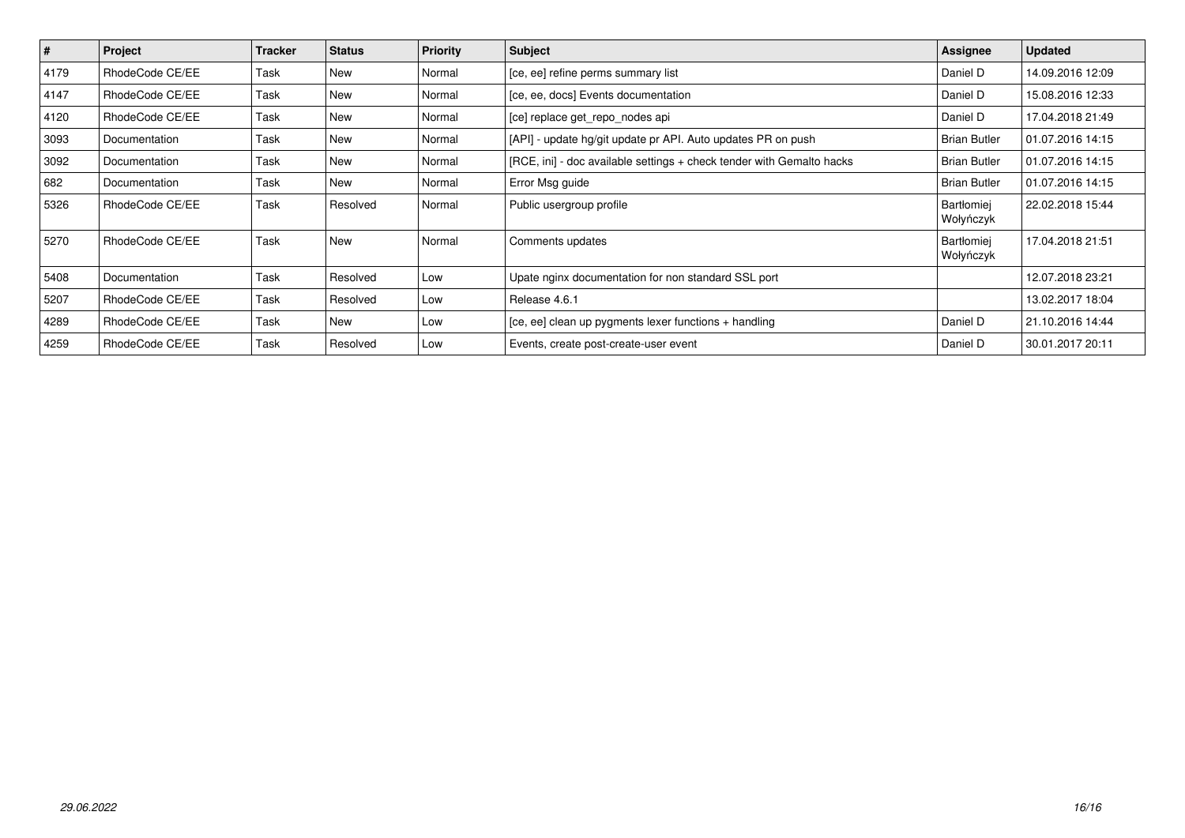| # | Project | Tracker | Status | Priority | Subject | Assignee | Updated |
|---|---|---|---|---|---|---|---|
| 4179 | RhodeCode CE/EE | Task | New | Normal | [ce, ee] refine perms summary list | Daniel D | 14.09.2016 12:09 |
| 4147 | RhodeCode CE/EE | Task | New | Normal | [ce, ee, docs] Events documentation | Daniel D | 15.08.2016 12:33 |
| 4120 | RhodeCode CE/EE | Task | New | Normal | [ce] replace get_repo_nodes api | Daniel D | 17.04.2018 21:49 |
| 3093 | Documentation | Task | New | Normal | [API] - update hg/git update pr API. Auto updates PR on push | Brian Butler | 01.07.2016 14:15 |
| 3092 | Documentation | Task | New | Normal | [RCE, ini] - doc available settings + check tender with Gemalto hacks | Brian Butler | 01.07.2016 14:15 |
| 682 | Documentation | Task | New | Normal | Error Msg guide | Brian Butler | 01.07.2016 14:15 |
| 5326 | RhodeCode CE/EE | Task | Resolved | Normal | Public usergroup profile | Bartłomiej Wołyńczyk | 22.02.2018 15:44 |
| 5270 | RhodeCode CE/EE | Task | New | Normal | Comments updates | Bartłomiej Wołyńczyk | 17.04.2018 21:51 |
| 5408 | Documentation | Task | Resolved | Low | Upate nginx documentation for non standard SSL port | | 12.07.2018 23:21 |
| 5207 | RhodeCode CE/EE | Task | Resolved | Low | Release 4.6.1 | | 13.02.2017 18:04 |
| 4289 | RhodeCode CE/EE | Task | New | Low | [ce, ee] clean up pygments lexer functions + handling | Daniel D | 21.10.2016 14:44 |
| 4259 | RhodeCode CE/EE | Task | Resolved | Low | Events, create post-create-user event | Daniel D | 30.01.2017 20:11 |